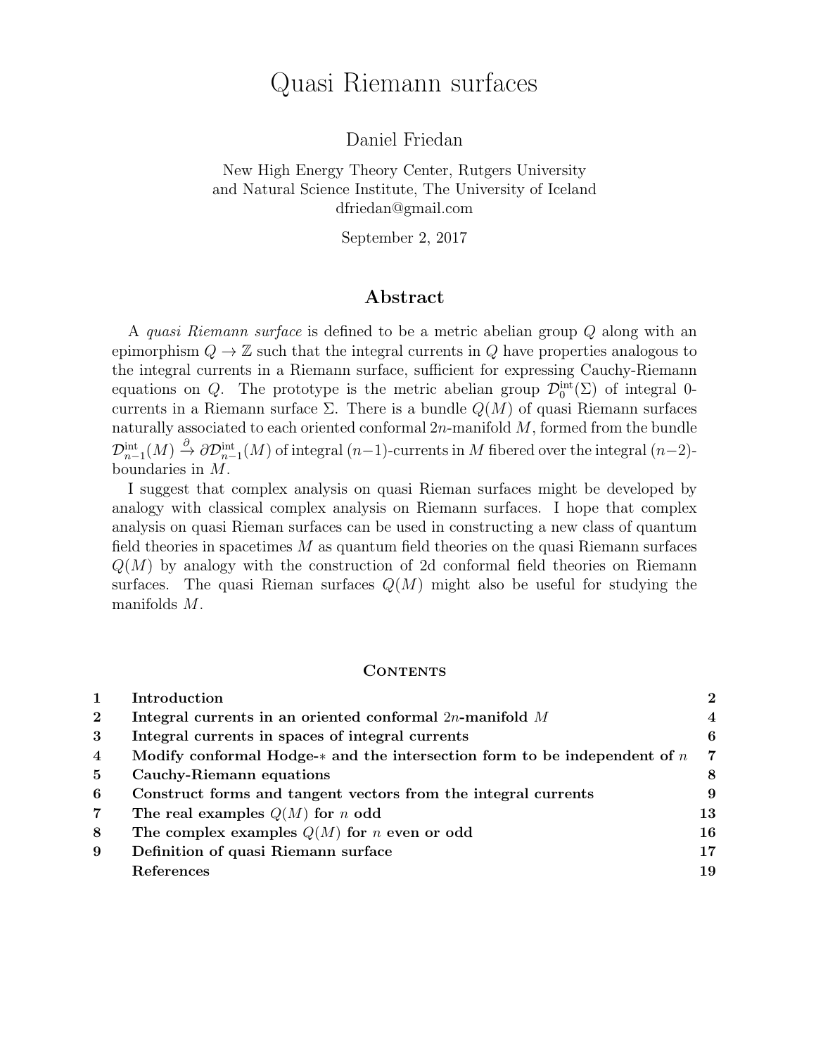# Quasi Riemann surfaces

Daniel Friedan

New High Energy Theory Center, Rutgers University
and Natural Science Institute, The University of Iceland
dfriedan@gmail.com

September 2, 2017

## Abstract

A *quasi Riemann surface* is defined to be a metric abelian group $Q$ along with an epimorphism $Q \to \mathbb{Z}$ such that the integral currents in $Q$ have properties analogous to the integral currents in a Riemann surface, sufficient for expressing Cauchy-Riemann equations on $Q$. The prototype is the metric abelian group $\mathcal{D}_0^{\mathrm{int}}(\Sigma)$ of integral 0-currents in a Riemann surface $\Sigma$. There is a bundle $Q(M)$ of quasi Riemann surfaces naturally associated to each oriented conformal $2n$-manifold $M$, formed from the bundle $\mathcal{D}_{n-1}^{\mathrm{int}}(M) \xrightarrow{\partial} \partial\mathcal{D}_{n-1}^{\mathrm{int}}(M)$ of integral $(n-1)$-currents in $M$ fibered over the integral $(n-2)$-boundaries in $M$.

I suggest that complex analysis on quasi Rieman surfaces might be developed by analogy with classical complex analysis on Riemann surfaces. I hope that complex analysis on quasi Rieman surfaces can be used in constructing a new class of quantum field theories in spacetimes $M$ as quantum field theories on the quasi Riemann surfaces $Q(M)$ by analogy with the construction of 2d conformal field theories on Riemann surfaces. The quasi Rieman surfaces $Q(M)$ might also be useful for studying the manifolds $M$.

### Contents

| | | |
|---|---|---|
| 1 | **Introduction** | **2** |
| 2 | **Integral currents in an oriented conformal $2n$-manifold $M$** | **4** |
| 3 | **Integral currents in spaces of integral currents** | **6** |
| 4 | **Modify conformal Hodge-$*$ and the intersection form to be independent of $n$** | **7** |
| 5 | **Cauchy-Riemann equations** | **8** |
| 6 | **Construct forms and tangent vectors from the integral currents** | **9** |
| 7 | **The real examples $Q(M)$ for $n$ odd** | **13** |
| 8 | **The complex examples $Q(M)$ for $n$ even or odd** | **16** |
| 9 | **Definition of quasi Riemann surface** | **17** |
| | **References** | **19** |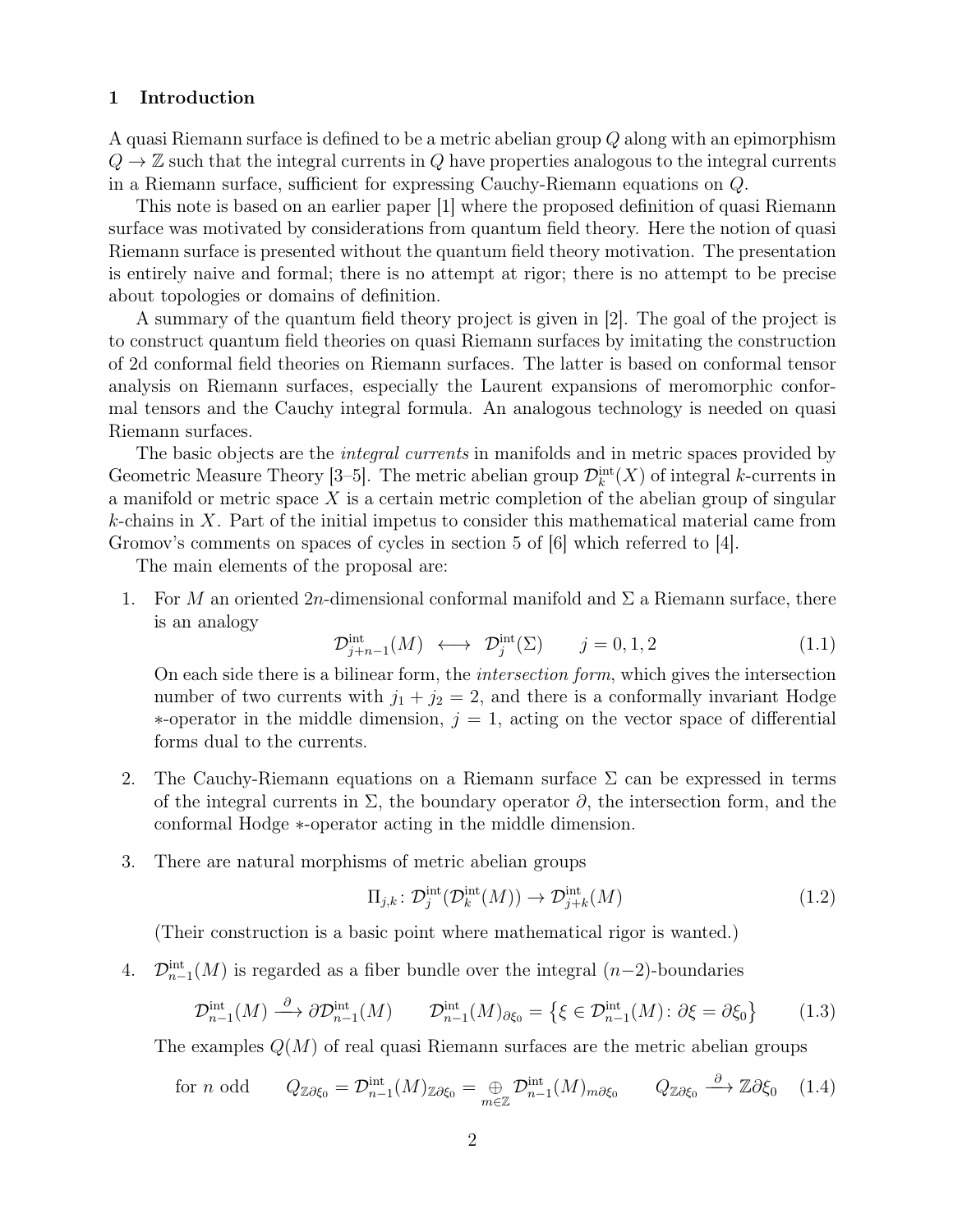# 1 Introduction

A quasi Riemann surface is defined to be a metric abelian group $Q$ along with an epimorphism $Q \to \mathbb{Z}$ such that the integral currents in $Q$ have properties analogous to the integral currents in a Riemann surface, sufficient for expressing Cauchy-Riemann equations on $Q$.

This note is based on an earlier paper [1] where the proposed definition of quasi Riemann surface was motivated by considerations from quantum field theory. Here the notion of quasi Riemann surface is presented without the quantum field theory motivation. The presentation is entirely naive and formal; there is no attempt at rigor; there is no attempt to be precise about topologies or domains of definition.

A summary of the quantum field theory project is given in [2]. The goal of the project is to construct quantum field theories on quasi Riemann surfaces by imitating the construction of 2d conformal field theories on Riemann surfaces. The latter is based on conformal tensor analysis on Riemann surfaces, especially the Laurent expansions of meromorphic conformal tensors and the Cauchy integral formula. An analogous technology is needed on quasi Riemann surfaces.

The basic objects are the *integral currents* in manifolds and in metric spaces provided by Geometric Measure Theory [3–5]. The metric abelian group $\mathcal{D}^{\mathrm{int}}_k(X)$ of integral $k$-currents in a manifold or metric space $X$ is a certain metric completion of the abelian group of singular $k$-chains in $X$. Part of the initial impetus to consider this mathematical material came from Gromov's comments on spaces of cycles in section 5 of [6] which referred to [4].

The main elements of the proposal are:

1. For $M$ an oriented $2n$-dimensional conformal manifold and $\Sigma$ a Riemann surface, there is an analogy

$$\mathcal{D}^{\mathrm{int}}_{j+n-1}(M) \;\longleftrightarrow\; \mathcal{D}^{\mathrm{int}}_j(\Sigma) \qquad j = 0,1,2 \tag{1.1}$$

On each side there is a bilinear form, the *intersection form*, which gives the intersection number of two currents with $j_1 + j_2 = 2$, and there is a conformally invariant Hodge $*$-operator in the middle dimension, $j = 1$, acting on the vector space of differential forms dual to the currents.

2. The Cauchy-Riemann equations on a Riemann surface $\Sigma$ can be expressed in terms of the integral currents in $\Sigma$, the boundary operator $\partial$, the intersection form, and the conformal Hodge $*$-operator acting in the middle dimension.

3. There are natural morphisms of metric abelian groups

$$\Pi_{j,k} \colon \mathcal{D}^{\mathrm{int}}_j(\mathcal{D}^{\mathrm{int}}_k(M)) \to \mathcal{D}^{\mathrm{int}}_{j+k}(M) \tag{1.2}$$

(Their construction is a basic point where mathematical rigor is wanted.)

4. $\mathcal{D}^{\mathrm{int}}_{n-1}(M)$ is regarded as a fiber bundle over the integral $(n-2)$-boundaries

$$\mathcal{D}^{\mathrm{int}}_{n-1}(M) \xrightarrow{\;\partial\;} \partial\mathcal{D}^{\mathrm{int}}_{n-1}(M) \qquad \mathcal{D}^{\mathrm{int}}_{n-1}(M)_{\partial\xi_0} = \left\{\xi \in \mathcal{D}^{\mathrm{int}}_{n-1}(M) \colon \partial\xi = \partial\xi_0\right\} \tag{1.3}$$

The examples $Q(M)$ of real quasi Riemann surfaces are the metric abelian groups

$$\text{for } n \text{ odd} \qquad Q_{\mathbb{Z}\partial\xi_0} = \mathcal{D}^{\mathrm{int}}_{n-1}(M)_{\mathbb{Z}\partial\xi_0} = \bigoplus_{m\in\mathbb{Z}} \mathcal{D}^{\mathrm{int}}_{n-1}(M)_{m\partial\xi_0} \qquad Q_{\mathbb{Z}\partial\xi_0} \xrightarrow{\;\partial\;} \mathbb{Z}\partial\xi_0 \tag{1.4}$$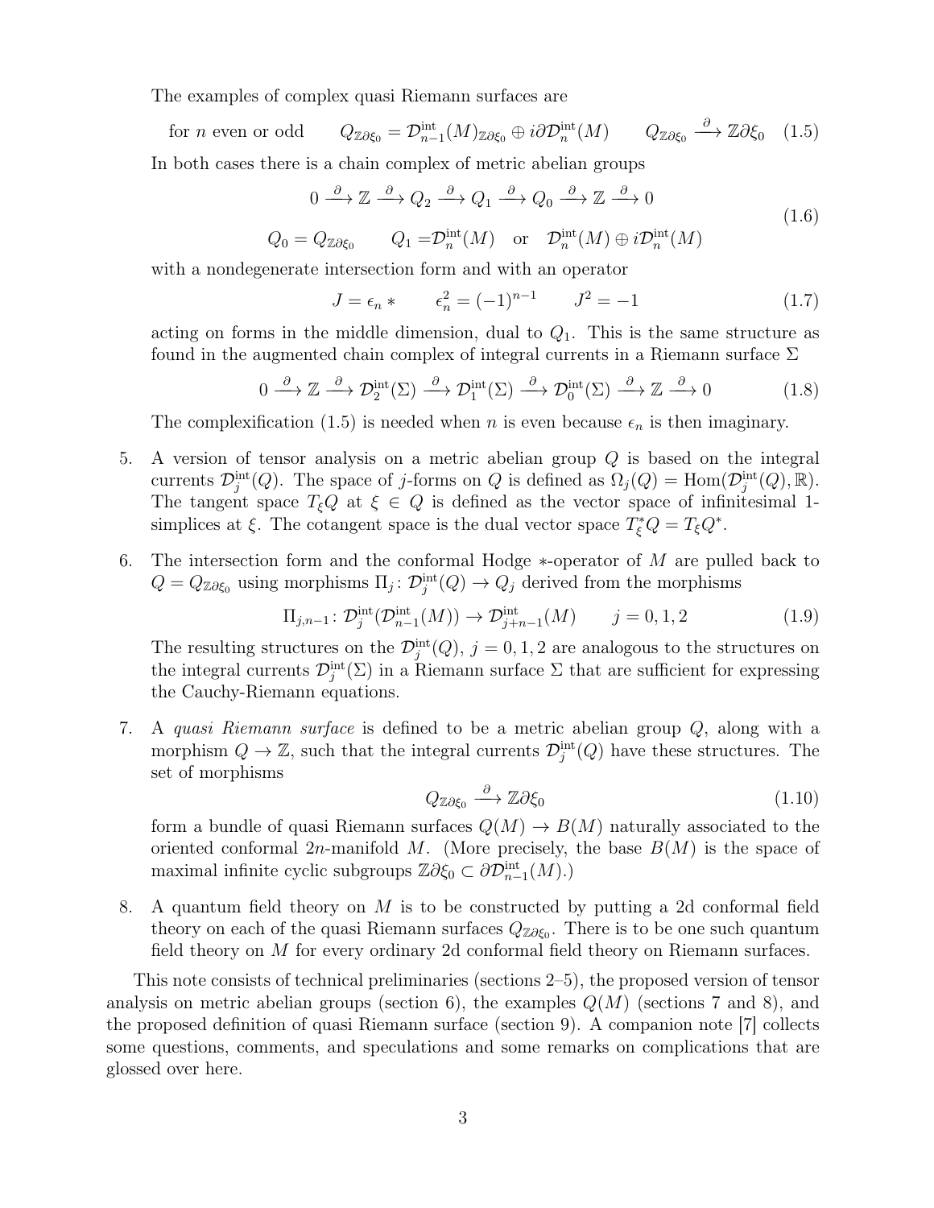The examples of complex quasi Riemann surfaces are

$$\text{for } n \text{ even or odd} \qquad Q_{\mathbb{Z}\partial\xi_0} = \mathcal{D}^{\text{int}}_{n-1}(M)_{\mathbb{Z}\partial\xi_0} \oplus i\partial\mathcal{D}^{\text{int}}_n(M) \qquad Q_{\mathbb{Z}\partial\xi_0} \xrightarrow{\partial} \mathbb{Z}\partial\xi_0 \tag{1.5}$$

In both cases there is a chain complex of metric abelian groups

$$0 \xrightarrow{\partial} \mathbb{Z} \xrightarrow{\partial} Q_2 \xrightarrow{\partial} Q_1 \xrightarrow{\partial} Q_0 \xrightarrow{\partial} \mathbb{Z} \xrightarrow{\partial} 0$$
$$Q_0 = Q_{\mathbb{Z}\partial\xi_0} \qquad Q_1 = \mathcal{D}^{\text{int}}_n(M) \quad \text{or} \quad \mathcal{D}^{\text{int}}_n(M) \oplus i\mathcal{D}^{\text{int}}_n(M) \tag{1.6}$$

with a nondegenerate intersection form and with an operator

$$J = \epsilon_n * \qquad \epsilon_n^2 = (-1)^{n-1} \qquad J^2 = -1 \tag{1.7}$$

acting on forms in the middle dimension, dual to $Q_1$. This is the same structure as found in the augmented chain complex of integral currents in a Riemann surface $\Sigma$

$$0 \xrightarrow{\partial} \mathbb{Z} \xrightarrow{\partial} \mathcal{D}^{\text{int}}_2(\Sigma) \xrightarrow{\partial} \mathcal{D}^{\text{int}}_1(\Sigma) \xrightarrow{\partial} \mathcal{D}^{\text{int}}_0(\Sigma) \xrightarrow{\partial} \mathbb{Z} \xrightarrow{\partial} 0 \tag{1.8}$$

The complexification (1.5) is needed when $n$ is even because $\epsilon_n$ is then imaginary.

5. A version of tensor analysis on a metric abelian group $Q$ is based on the integral currents $\mathcal{D}^{\text{int}}_j(Q)$. The space of $j$-forms on $Q$ is defined as $\Omega_j(Q) = \text{Hom}(\mathcal{D}^{\text{int}}_j(Q), \mathbb{R})$. The tangent space $T_\xi Q$ at $\xi \in Q$ is defined as the vector space of infinitesimal 1-simplices at $\xi$. The cotangent space is the dual vector space $T^*_\xi Q = T_\xi Q^*$.

6. The intersection form and the conformal Hodge $*$-operator of $M$ are pulled back to $Q = Q_{\mathbb{Z}\partial\xi_0}$ using morphisms $\Pi_j \colon \mathcal{D}^{\text{int}}_j(Q) \to Q_j$ derived from the morphisms

$$\Pi_{j,n-1} \colon \mathcal{D}^{\text{int}}_j(\mathcal{D}^{\text{int}}_{n-1}(M)) \to \mathcal{D}^{\text{int}}_{j+n-1}(M) \qquad j = 0, 1, 2 \tag{1.9}$$

The resulting structures on the $\mathcal{D}^{\text{int}}_j(Q)$, $j = 0, 1, 2$ are analogous to the structures on the integral currents $\mathcal{D}^{\text{int}}_j(\Sigma)$ in a Riemann surface $\Sigma$ that are sufficient for expressing the Cauchy-Riemann equations.

7. A *quasi Riemann surface* is defined to be a metric abelian group $Q$, along with a morphism $Q \to \mathbb{Z}$, such that the integral currents $\mathcal{D}^{\text{int}}_j(Q)$ have these structures. The set of morphisms

$$Q_{\mathbb{Z}\partial\xi_0} \xrightarrow{\partial} \mathbb{Z}\partial\xi_0 \tag{1.10}$$

form a bundle of quasi Riemann surfaces $Q(M) \to B(M)$ naturally associated to the oriented conformal $2n$-manifold $M$. (More precisely, the base $B(M)$ is the space of maximal infinite cyclic subgroups $\mathbb{Z}\partial\xi_0 \subset \partial\mathcal{D}^{\text{int}}_{n-1}(M)$.)

8. A quantum field theory on $M$ is to be constructed by putting a 2d conformal field theory on each of the quasi Riemann surfaces $Q_{\mathbb{Z}\partial\xi_0}$. There is to be one such quantum field theory on $M$ for every ordinary 2d conformal field theory on Riemann surfaces.

This note consists of technical preliminaries (sections 2–5), the proposed version of tensor analysis on metric abelian groups (section 6), the examples $Q(M)$ (sections 7 and 8), and the proposed definition of quasi Riemann surface (section 9). A companion note [7] collects some questions, comments, and speculations and some remarks on complications that are glossed over here.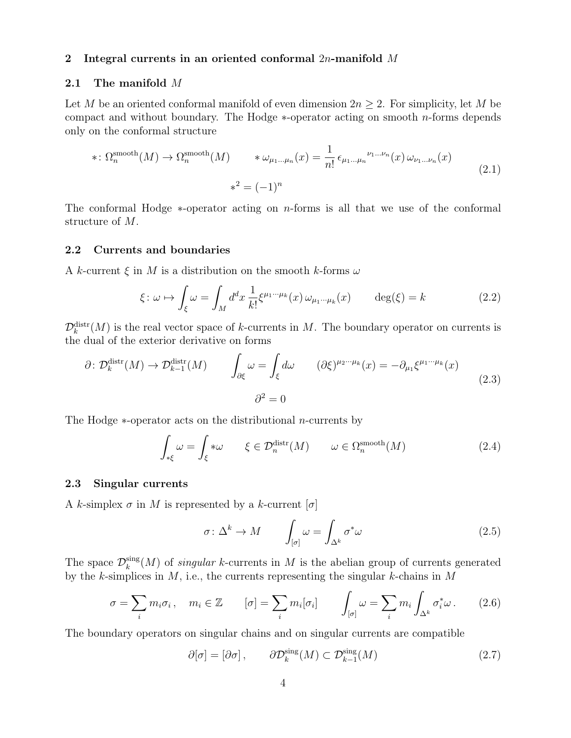## 2 Integral currents in an oriented conformal $2n$-manifold $M$

### 2.1 The manifold $M$

Let $M$ be an oriented conformal manifold of even dimension $2n \geq 2$. For simplicity, let $M$ be compact and without boundary. The Hodge $*$-operator acting on smooth $n$-forms depends only on the conformal structure

$$
*\colon \Omega_n^{\text{smooth}}(M) \to \Omega_n^{\text{smooth}}(M) \qquad *\,\omega_{\mu_1\ldots\mu_n}(x) = \frac{1}{n!}\,\epsilon_{\mu_1\ldots\mu_n}{}^{\nu_1\ldots\nu_n}(x)\,\omega_{\nu_1\ldots\nu_n}(x)
$$
$$
*^2 = (-1)^n \tag{2.1}
$$

The conformal Hodge $*$-operator acting on $n$-forms is all that we use of the conformal structure of $M$.

### 2.2 Currents and boundaries

A $k$-current $\xi$ in $M$ is a distribution on the smooth $k$-forms $\omega$

$$
\xi\colon \omega \mapsto \int_\xi \omega = \int_M d^dx\, \frac{1}{k!}\xi^{\mu_1\cdots\mu_k}(x)\,\omega_{\mu_1\cdots\mu_k}(x) \qquad \deg(\xi) = k \tag{2.2}
$$

$\mathcal{D}_k^{\text{distr}}(M)$ is the real vector space of $k$-currents in $M$. The boundary operator on currents is the dual of the exterior derivative on forms

$$
\partial\colon \mathcal{D}_k^{\text{distr}}(M) \to \mathcal{D}_{k-1}^{\text{distr}}(M) \qquad \int_{\partial\xi}\omega = \int_\xi d\omega \qquad (\partial\xi)^{\mu_2\cdots\mu_k}(x) = -\partial_{\mu_1}\xi^{\mu_1\cdots\mu_k}(x)
$$
$$
\partial^2 = 0 \tag{2.3}
$$

The Hodge $*$-operator acts on the distributional $n$-currents by

$$
\int_{*\xi}\omega = \int_\xi *\omega \qquad \xi \in \mathcal{D}_n^{\text{distr}}(M) \qquad \omega \in \Omega_n^{\text{smooth}}(M) \tag{2.4}
$$

### 2.3 Singular currents

A $k$-simplex $\sigma$ in $M$ is represented by a $k$-current $[\sigma]$

$$
\sigma\colon \Delta^k \to M \qquad \int_{[\sigma]}\omega = \int_{\Delta^k}\sigma^*\omega \tag{2.5}
$$

The space $\mathcal{D}_k^{\text{sing}}(M)$ of *singular* $k$-currents in $M$ is the abelian group of currents generated by the $k$-simplices in $M$, i.e., the currents representing the singular $k$-chains in $M$

$$
\sigma = \sum_i m_i\sigma_i\,, \quad m_i \in \mathbb{Z} \qquad [\sigma] = \sum_i m_i[\sigma_i] \qquad \int_{[\sigma]}\omega = \sum_i m_i \int_{\Delta^k}\sigma_i^*\omega\,. \tag{2.6}
$$

The boundary operators on singular chains and on singular currents are compatible

$$
\partial[\sigma] = [\partial\sigma]\,, \qquad \partial\mathcal{D}_k^{\text{sing}}(M) \subset \mathcal{D}_{k-1}^{\text{sing}}(M) \tag{2.7}
$$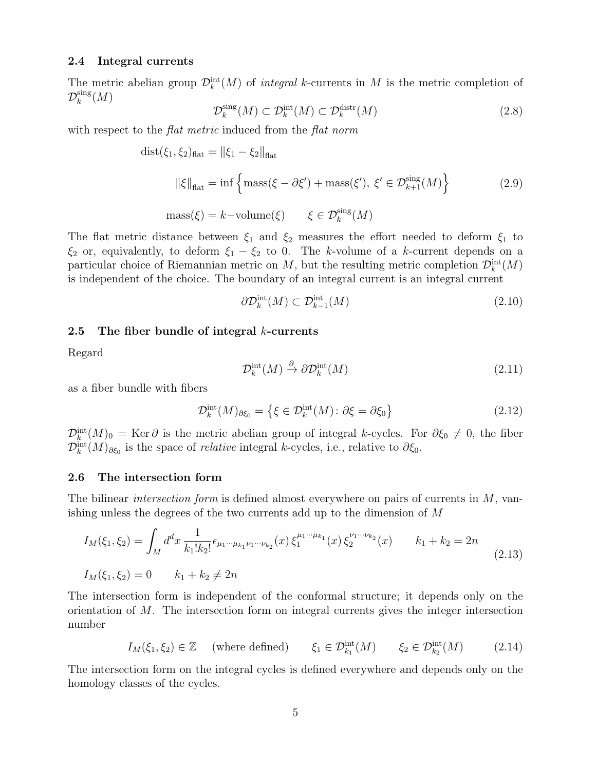### 2.4 Integral currents

The metric abelian group $\mathcal{D}_k^{\mathrm{int}}(M)$ of *integral* $k$-currents in $M$ is the metric completion of $\mathcal{D}_k^{\mathrm{sing}}(M)$

$$\mathcal{D}_k^{\mathrm{sing}}(M) \subset \mathcal{D}_k^{\mathrm{int}}(M) \subset \mathcal{D}_k^{\mathrm{distr}}(M) \tag{2.8}$$

with respect to the *flat metric* induced from the *flat norm*

$$\mathrm{dist}(\xi_1, \xi_2)_{\mathrm{flat}} = \|\xi_1 - \xi_2\|_{\mathrm{flat}}$$

$$\|\xi\|_{\mathrm{flat}} = \inf\left\{\mathrm{mass}(\xi - \partial\xi') + \mathrm{mass}(\xi'),\ \xi' \in \mathcal{D}_{k+1}^{\mathrm{sing}}(M)\right\} \tag{2.9}$$

$$\mathrm{mass}(\xi) = k\mathrm{-volume}(\xi) \qquad \xi \in \mathcal{D}_k^{\mathrm{sing}}(M)$$

The flat metric distance between $\xi_1$ and $\xi_2$ measures the effort needed to deform $\xi_1$ to $\xi_2$ or, equivalently, to deform $\xi_1 - \xi_2$ to 0. The $k$-volume of a $k$-current depends on a particular choice of Riemannian metric on $M$, but the resulting metric completion $\mathcal{D}_k^{\mathrm{int}}(M)$ is independent of the choice. The boundary of an integral current is an integral current

$$\partial\mathcal{D}_k^{\mathrm{int}}(M) \subset \mathcal{D}_{k-1}^{\mathrm{int}}(M) \tag{2.10}$$

### 2.5 The fiber bundle of integral $k$-currents

Regard

$$\mathcal{D}_k^{\mathrm{int}}(M) \xrightarrow{\partial} \partial\mathcal{D}_k^{\mathrm{int}}(M) \tag{2.11}$$

as a fiber bundle with fibers

$$\mathcal{D}_k^{\mathrm{int}}(M)_{\partial\xi_0} = \left\{\xi \in \mathcal{D}_k^{\mathrm{int}}(M) \colon \partial\xi = \partial\xi_0\right\} \tag{2.12}$$

$\mathcal{D}_k^{\mathrm{int}}(M)_0 = \mathrm{Ker}\,\partial$ is the metric abelian group of integral $k$-cycles. For $\partial\xi_0 \neq 0$, the fiber $\mathcal{D}_k^{\mathrm{int}}(M)_{\partial\xi_0}$ is the space of *relative* integral $k$-cycles, i.e., relative to $\partial\xi_0$.

### 2.6 The intersection form

The bilinear *intersection form* is defined almost everywhere on pairs of currents in $M$, vanishing unless the degrees of the two currents add up to the dimension of $M$

$$\begin{aligned} I_M(\xi_1, \xi_2) &= \int_M d^d x\, \frac{1}{k_1! k_2!} \epsilon_{\mu_1 \cdots \mu_{k_1} \nu_1 \cdots \nu_{k_2}}(x)\, \xi_1^{\mu_1 \cdots \mu_{k_1}}(x)\, \xi_2^{\nu_1 \cdots \nu_{k_2}}(x) \qquad k_1 + k_2 = 2n \\ I_M(\xi_1, \xi_2) &= 0 \qquad k_1 + k_2 \neq 2n \end{aligned} \tag{2.13}$$

The intersection form is independent of the conformal structure; it depends only on the orientation of $M$. The intersection form on integral currents gives the integer intersection number

$$I_M(\xi_1, \xi_2) \in \mathbb{Z} \quad \text{(where defined)} \qquad \xi_1 \in \mathcal{D}_{k_1}^{\mathrm{int}}(M) \qquad \xi_2 \in \mathcal{D}_{k_2}^{\mathrm{int}}(M) \tag{2.14}$$

The intersection form on the integral cycles is defined everywhere and depends only on the homology classes of the cycles.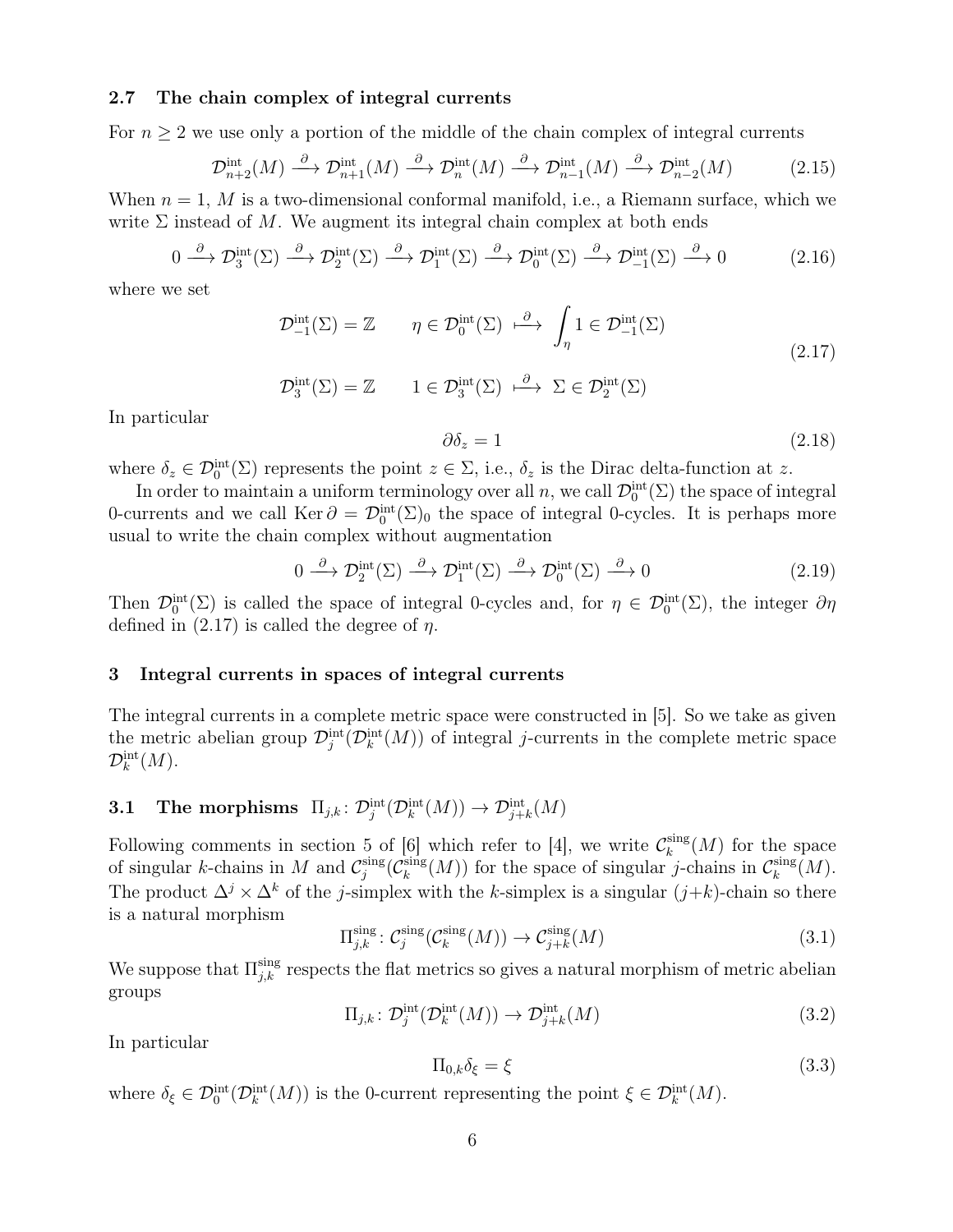### 2.7 The chain complex of integral currents

For $n \geq 2$ we use only a portion of the middle of the chain complex of integral currents

$$\mathcal{D}^{\text{int}}_{n+2}(M) \xrightarrow{\partial} \mathcal{D}^{\text{int}}_{n+1}(M) \xrightarrow{\partial} \mathcal{D}^{\text{int}}_{n}(M) \xrightarrow{\partial} \mathcal{D}^{\text{int}}_{n-1}(M) \xrightarrow{\partial} \mathcal{D}^{\text{int}}_{n-2}(M) \tag{2.15}$$

When $n = 1$, $M$ is a two-dimensional conformal manifold, i.e., a Riemann surface, which we write $\Sigma$ instead of $M$. We augment its integral chain complex at both ends

$$0 \xrightarrow{\partial} \mathcal{D}^{\text{int}}_{3}(\Sigma) \xrightarrow{\partial} \mathcal{D}^{\text{int}}_{2}(\Sigma) \xrightarrow{\partial} \mathcal{D}^{\text{int}}_{1}(\Sigma) \xrightarrow{\partial} \mathcal{D}^{\text{int}}_{0}(\Sigma) \xrightarrow{\partial} \mathcal{D}^{\text{int}}_{-1}(\Sigma) \xrightarrow{\partial} 0 \tag{2.16}$$

where we set

$$\begin{aligned} \mathcal{D}^{\text{int}}_{-1}(\Sigma) &= \mathbb{Z} \qquad \eta \in \mathcal{D}^{\text{int}}_{0}(\Sigma) \stackrel{\partial}{\longmapsto} \int_\eta 1 \in \mathcal{D}^{\text{int}}_{-1}(\Sigma) \\ \mathcal{D}^{\text{int}}_{3}(\Sigma) &= \mathbb{Z} \qquad 1 \in \mathcal{D}^{\text{int}}_{3}(\Sigma) \stackrel{\partial}{\longmapsto} \Sigma \in \mathcal{D}^{\text{int}}_{2}(\Sigma) \end{aligned} \tag{2.17}$$

In particular

$$\partial \delta_z = 1 \tag{2.18}$$

where $\delta_z \in \mathcal{D}^{\text{int}}_{0}(\Sigma)$ represents the point $z \in \Sigma$, i.e., $\delta_z$ is the Dirac delta-function at $z$.

In order to maintain a uniform terminology over all $n$, we call $\mathcal{D}^{\text{int}}_{0}(\Sigma)$ the space of integral 0-currents and we call $\operatorname{Ker} \partial = \mathcal{D}^{\text{int}}_{0}(\Sigma)_0$ the space of integral 0-cycles. It is perhaps more usual to write the chain complex without augmentation

$$0 \xrightarrow{\partial} \mathcal{D}^{\text{int}}_{2}(\Sigma) \xrightarrow{\partial} \mathcal{D}^{\text{int}}_{1}(\Sigma) \xrightarrow{\partial} \mathcal{D}^{\text{int}}_{0}(\Sigma) \xrightarrow{\partial} 0 \tag{2.19}$$

Then $\mathcal{D}^{\text{int}}_{0}(\Sigma)$ is called the space of integral 0-cycles and, for $\eta \in \mathcal{D}^{\text{int}}_{0}(\Sigma)$, the integer $\partial\eta$ defined in (2.17) is called the degree of $\eta$.

## 3 Integral currents in spaces of integral currents

The integral currents in a complete metric space were constructed in [5]. So we take as given the metric abelian group $\mathcal{D}^{\text{int}}_{j}(\mathcal{D}^{\text{int}}_{k}(M))$ of integral $j$-currents in the complete metric space $\mathcal{D}^{\text{int}}_{k}(M)$.

### 3.1 The morphisms $\Pi_{j,k} \colon \mathcal{D}^{\text{int}}_{j}(\mathcal{D}^{\text{int}}_{k}(M)) \to \mathcal{D}^{\text{int}}_{j+k}(M)$

Following comments in section 5 of [6] which refer to [4], we write $\mathcal{C}^{\text{sing}}_{k}(M)$ for the space of singular $k$-chains in $M$ and $\mathcal{C}^{\text{sing}}_{j}(\mathcal{C}^{\text{sing}}_{k}(M))$ for the space of singular $j$-chains in $\mathcal{C}^{\text{sing}}_{k}(M)$. The product $\Delta^j \times \Delta^k$ of the $j$-simplex with the $k$-simplex is a singular $(j+k)$-chain so there is a natural morphism

$$\Pi^{\text{sing}}_{j,k} \colon \mathcal{C}^{\text{sing}}_{j}(\mathcal{C}^{\text{sing}}_{k}(M)) \to \mathcal{C}^{\text{sing}}_{j+k}(M) \tag{3.1}$$

We suppose that $\Pi^{\text{sing}}_{j,k}$ respects the flat metrics so gives a natural morphism of metric abelian groups

$$\Pi_{j,k} \colon \mathcal{D}^{\text{int}}_{j}(\mathcal{D}^{\text{int}}_{k}(M)) \to \mathcal{D}^{\text{int}}_{j+k}(M) \tag{3.2}$$

In particular

$$\Pi_{0,k}\delta_\xi = \xi \tag{3.3}$$

where $\delta_\xi \in \mathcal{D}^{\text{int}}_{0}(\mathcal{D}^{\text{int}}_{k}(M))$ is the 0-current representing the point $\xi \in \mathcal{D}^{\text{int}}_{k}(M)$.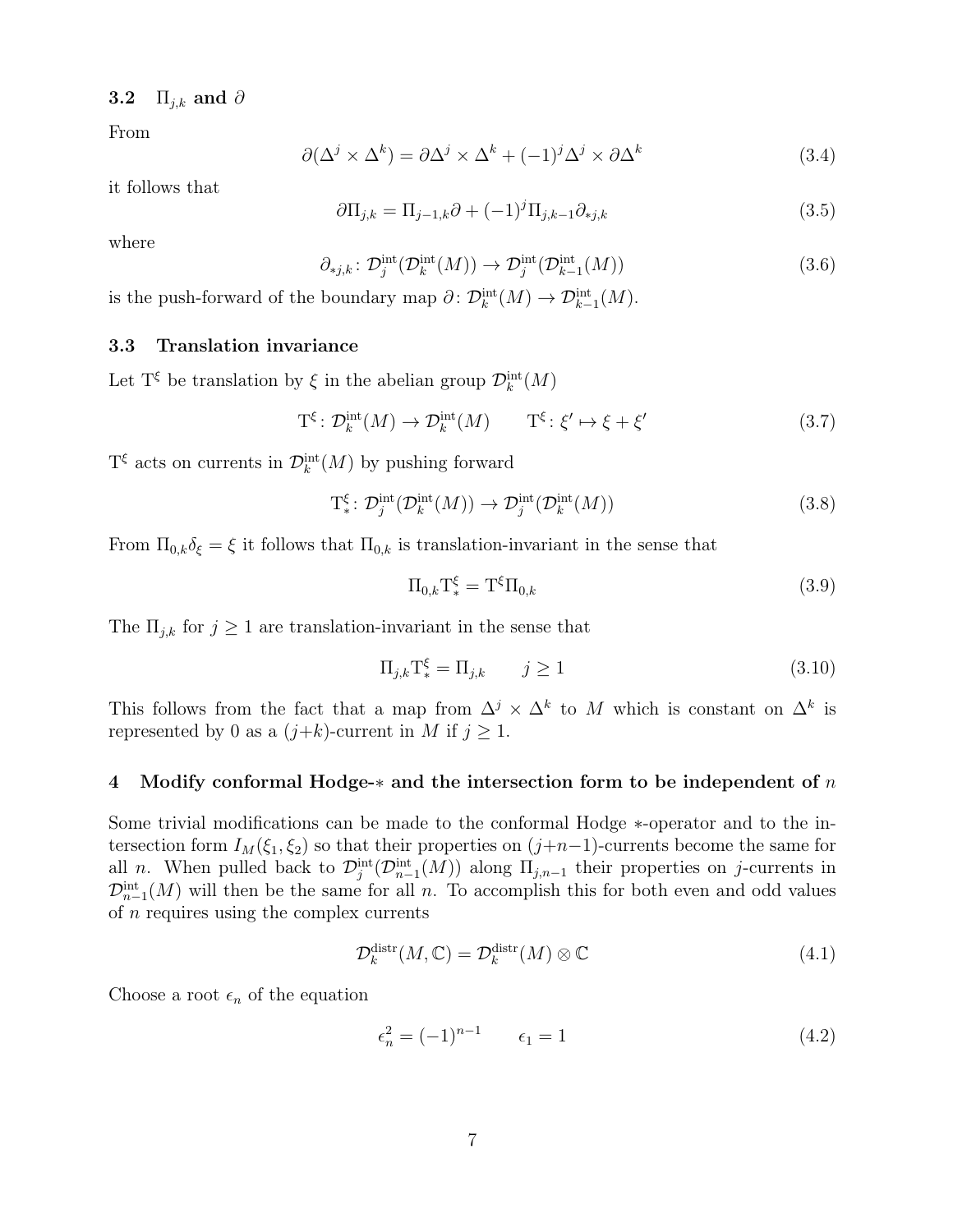### 3.2 $\Pi_{j,k}$ and $\partial$

From

$$\partial(\Delta^j \times \Delta^k) = \partial\Delta^j \times \Delta^k + (-1)^j \Delta^j \times \partial\Delta^k \tag{3.4}$$

it follows that

$$\partial\Pi_{j,k} = \Pi_{j-1,k}\partial + (-1)^j \Pi_{j,k-1}\partial_{*j,k} \tag{3.5}$$

where

$$\partial_{*j,k} \colon \mathcal{D}_j^{\text{int}}(\mathcal{D}_k^{\text{int}}(M)) \to \mathcal{D}_j^{\text{int}}(\mathcal{D}_{k-1}^{\text{int}}(M)) \tag{3.6}$$

is the push-forward of the boundary map $\partial \colon \mathcal{D}_k^{\text{int}}(M) \to \mathcal{D}_{k-1}^{\text{int}}(M)$.

### 3.3 Translation invariance

Let $\mathrm{T}^\xi$ be translation by $\xi$ in the abelian group $\mathcal{D}_k^{\text{int}}(M)$

$$\mathrm{T}^\xi \colon \mathcal{D}_k^{\text{int}}(M) \to \mathcal{D}_k^{\text{int}}(M) \qquad \mathrm{T}^\xi \colon \xi' \mapsto \xi + \xi' \tag{3.7}$$

$\mathrm{T}^\xi$ acts on currents in $\mathcal{D}_k^{\text{int}}(M)$ by pushing forward

$$\mathrm{T}_*^\xi \colon \mathcal{D}_j^{\text{int}}(\mathcal{D}_k^{\text{int}}(M)) \to \mathcal{D}_j^{\text{int}}(\mathcal{D}_k^{\text{int}}(M)) \tag{3.8}$$

From $\Pi_{0,k}\delta_\xi = \xi$ it follows that $\Pi_{0,k}$ is translation-invariant in the sense that

$$\Pi_{0,k}\mathrm{T}_*^\xi = \mathrm{T}^\xi \Pi_{0,k} \tag{3.9}$$

The $\Pi_{j,k}$ for $j \geq 1$ are translation-invariant in the sense that

$$\Pi_{j,k}\mathrm{T}_*^\xi = \Pi_{j,k} \qquad j \geq 1 \tag{3.10}$$

This follows from the fact that a map from $\Delta^j \times \Delta^k$ to $M$ which is constant on $\Delta^k$ is represented by 0 as a $(j{+}k)$-current in $M$ if $j \geq 1$.

## 4 Modify conformal Hodge-$*$ and the intersection form to be independent of $n$

Some trivial modifications can be made to the conformal Hodge $*$-operator and to the intersection form $I_M(\xi_1, \xi_2)$ so that their properties on $(j{+}n{-}1)$-currents become the same for all $n$. When pulled back to $\mathcal{D}_j^{\text{int}}(\mathcal{D}_{n-1}^{\text{int}}(M))$ along $\Pi_{j,n-1}$ their properties on $j$-currents in $\mathcal{D}_{n-1}^{\text{int}}(M)$ will then be the same for all $n$. To accomplish this for both even and odd values of $n$ requires using the complex currents

$$\mathcal{D}_k^{\text{distr}}(M, \mathbb{C}) = \mathcal{D}_k^{\text{distr}}(M) \otimes \mathbb{C} \tag{4.1}$$

Choose a root $\epsilon_n$ of the equation

$$\epsilon_n^2 = (-1)^{n-1} \qquad \epsilon_1 = 1 \tag{4.2}$$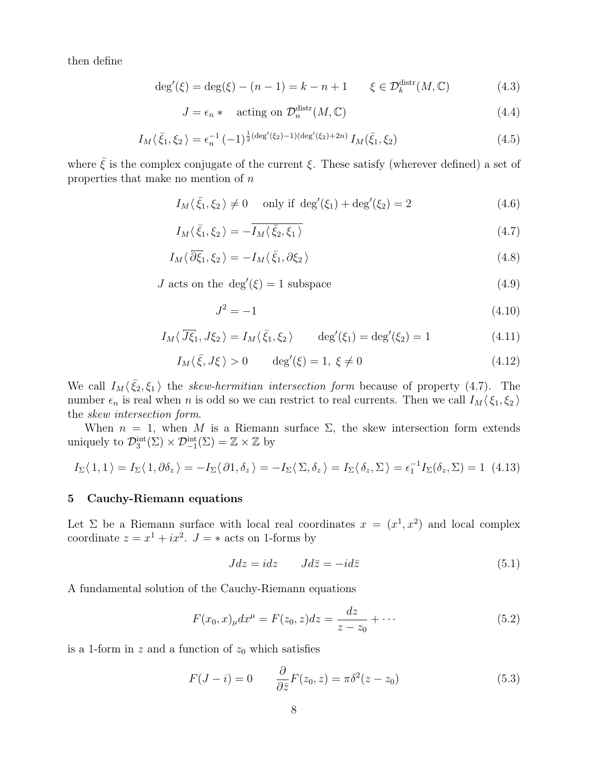then define

$$\deg'(\xi) = \deg(\xi) - (n-1) = k - n + 1 \qquad \xi \in \mathcal{D}^{\mathrm{distr}}_k(M, \mathbb{C}) \tag{4.3}$$

$$J = \epsilon_n * \quad \text{acting on } \mathcal{D}^{\mathrm{distr}}_n(M, \mathbb{C}) \tag{4.4}$$

$$I_M\langle\, \bar{\xi}_1, \xi_2 \,\rangle = \epsilon_n^{-1} \, (-1)^{\frac{1}{2}(\deg'(\xi_2)-1)(\deg'(\xi_2)+2n)} \, I_M(\bar{\xi}_1, \xi_2) \tag{4.5}$$

where $\bar{\xi}$ is the complex conjugate of the current $\xi$. These satisfy (wherever defined) a set of properties that make no mention of $n$

$$I_M\langle\, \bar{\xi}_1, \xi_2 \,\rangle \neq 0 \quad \text{ only if } \deg'(\xi_1) + \deg'(\xi_2) = 2 \tag{4.6}$$

$$I_M\langle\, \bar{\xi}_1, \xi_2 \,\rangle = -\overline{I_M\langle\, \bar{\xi}_2, \xi_1 \,\rangle} \tag{4.7}$$

$$I_M\langle\, \overline{\partial\xi_1}, \xi_2 \,\rangle = -I_M\langle\, \bar{\xi}_1, \partial\xi_2 \,\rangle \tag{4.8}$$

$$J \text{ acts on the } \deg'(\xi) = 1 \text{ subspace} \tag{4.9}$$

$$J^2 = -1 \tag{4.10}$$

$$I_M\langle\, \overline{J\xi_1}, J\xi_2 \,\rangle = I_M\langle\, \bar{\xi}_1, \xi_2 \,\rangle \qquad \deg'(\xi_1) = \deg'(\xi_2) = 1 \tag{4.11}$$

$$I_M\langle\, \bar{\xi}, J\xi \,\rangle > 0 \qquad \deg'(\xi) = 1, \ \xi \neq 0 \tag{4.12}$$

We call $I_M\langle\, \bar{\xi}_2, \xi_1 \,\rangle$ the *skew-hermitian intersection form* because of property (4.7). The number $\epsilon_n$ is real when $n$ is odd so we can restrict to real currents. Then we call $I_M\langle\, \xi_1, \xi_2 \,\rangle$ the *skew intersection form*.

When $n = 1$, when $M$ is a Riemann surface $\Sigma$, the skew intersection form extends uniquely to $\mathcal{D}^{\mathrm{int}}_3(\Sigma) \times \mathcal{D}^{\mathrm{int}}_{-1}(\Sigma) = \mathbb{Z} \times \mathbb{Z}$ by

$$I_\Sigma\langle\, 1, 1 \,\rangle = I_\Sigma\langle\, 1, \partial\delta_z \,\rangle = -I_\Sigma\langle\, \partial 1, \delta_z \,\rangle = -I_\Sigma\langle\, \Sigma, \delta_z \,\rangle = I_\Sigma\langle\, \delta_z, \Sigma \,\rangle = \epsilon_1^{-1} I_\Sigma(\delta_z, \Sigma) = 1 \tag{4.13}$$

## 5 Cauchy-Riemann equations

Let $\Sigma$ be a Riemann surface with local real coordinates $x = (x^1, x^2)$ and local complex coordinate $z = x^1 + ix^2$. $J = *$ acts on 1-forms by

$$Jdz = idz \qquad Jd\bar{z} = -id\bar{z} \tag{5.1}$$

A fundamental solution of the Cauchy-Riemann equations

$$F(x_0, x)_\mu dx^\mu = F(z_0, z)dz = \frac{dz}{z - z_0} + \cdots \tag{5.2}$$

is a 1-form in $z$ and a function of $z_0$ which satisfies

$$F(J - i) = 0 \qquad \frac{\partial}{\partial \bar{z}} F(z_0, z) = \pi \delta^2(z - z_0) \tag{5.3}$$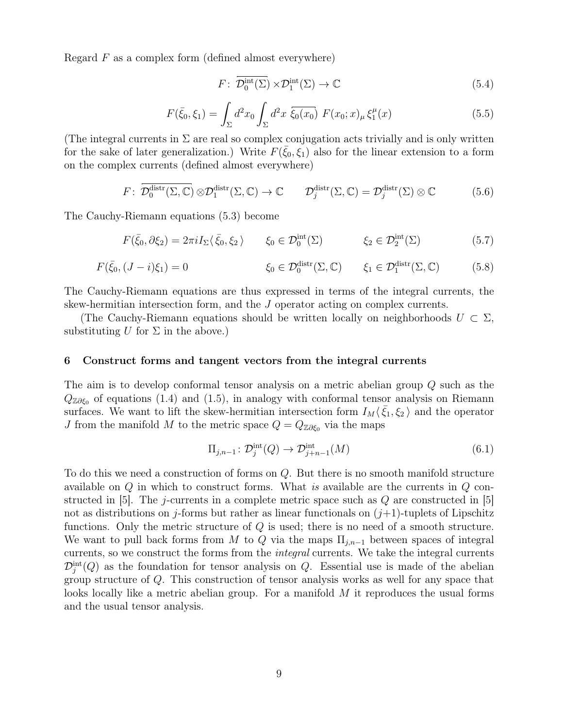Regard $F$ as a complex form (defined almost everywhere)

$$F\colon\ \overline{\mathcal{D}_0^{\text{int}}(\Sigma)} \times \mathcal{D}_1^{\text{int}}(\Sigma) \to \mathbb{C} \tag{5.4}$$

$$F(\bar{\xi}_0, \xi_1) = \int_\Sigma d^2x_0 \int_\Sigma d^2x\ \overline{\xi_0(x_0)}\ F(x_0;x)_\mu\, \xi_1^\mu(x) \tag{5.5}$$

(The integral currents in $\Sigma$ are real so complex conjugation acts trivially and is only written for the sake of later generalization.) Write $F(\bar{\xi}_0, \xi_1)$ also for the linear extension to a form on the complex currents (defined almost everywhere)

$$F\colon\ \overline{\mathcal{D}_0^{\text{distr}}(\Sigma,\mathbb{C})} \otimes \mathcal{D}_1^{\text{distr}}(\Sigma,\mathbb{C}) \to \mathbb{C} \qquad \mathcal{D}_j^{\text{distr}}(\Sigma,\mathbb{C}) = \mathcal{D}_j^{\text{distr}}(\Sigma)\otimes\mathbb{C} \tag{5.6}$$

The Cauchy-Riemann equations (5.3) become

$$F(\bar{\xi}_0, \partial\xi_2) = 2\pi i I_\Sigma\langle\, \bar{\xi}_0, \xi_2\,\rangle \qquad \xi_0 \in \mathcal{D}_0^{\text{int}}(\Sigma) \qquad \xi_2 \in \mathcal{D}_2^{\text{int}}(\Sigma) \tag{5.7}$$

$$F(\bar{\xi}_0, (J-i)\xi_1) = 0 \qquad \xi_0 \in \mathcal{D}_0^{\text{distr}}(\Sigma,\mathbb{C}) \qquad \xi_1 \in \mathcal{D}_1^{\text{distr}}(\Sigma,\mathbb{C}) \tag{5.8}$$

The Cauchy-Riemann equations are thus expressed in terms of the integral currents, the skew-hermitian intersection form, and the $J$ operator acting on complex currents.

(The Cauchy-Riemann equations should be written locally on neighborhoods $U \subset \Sigma$, substituting $U$ for $\Sigma$ in the above.)

## 6 Construct forms and tangent vectors from the integral currents

The aim is to develop conformal tensor analysis on a metric abelian group $Q$ such as the $Q_{\mathbb{Z}\partial\xi_0}$ of equations (1.4) and (1.5), in analogy with conformal tensor analysis on Riemann surfaces. We want to lift the skew-hermitian intersection form $I_M\langle\, \bar{\xi}_1, \xi_2\,\rangle$ and the operator $J$ from the manifold $M$ to the metric space $Q = Q_{\mathbb{Z}\partial\xi_0}$ via the maps

$$\Pi_{j,n-1}\colon \mathcal{D}_j^{\text{int}}(Q) \to \mathcal{D}_{j+n-1}^{\text{int}}(M) \tag{6.1}$$

To do this we need a construction of forms on $Q$. But there is no smooth manifold structure available on $Q$ in which to construct forms. What *is* available are the currents in $Q$ constructed in [5]. The $j$-currents in a complete metric space such as $Q$ are constructed in [5] not as distributions on $j$-forms but rather as linear functionals on $(j+1)$-tuplets of Lipschitz functions. Only the metric structure of $Q$ is used; there is no need of a smooth structure. We want to pull back forms from $M$ to $Q$ via the maps $\Pi_{j,n-1}$ between spaces of integral currents, so we construct the forms from the *integral* currents. We take the integral currents $\mathcal{D}_j^{\text{int}}(Q)$ as the foundation for tensor analysis on $Q$. Essential use is made of the abelian group structure of $Q$. This construction of tensor analysis works as well for any space that looks locally like a metric abelian group. For a manifold $M$ it reproduces the usual forms and the usual tensor analysis.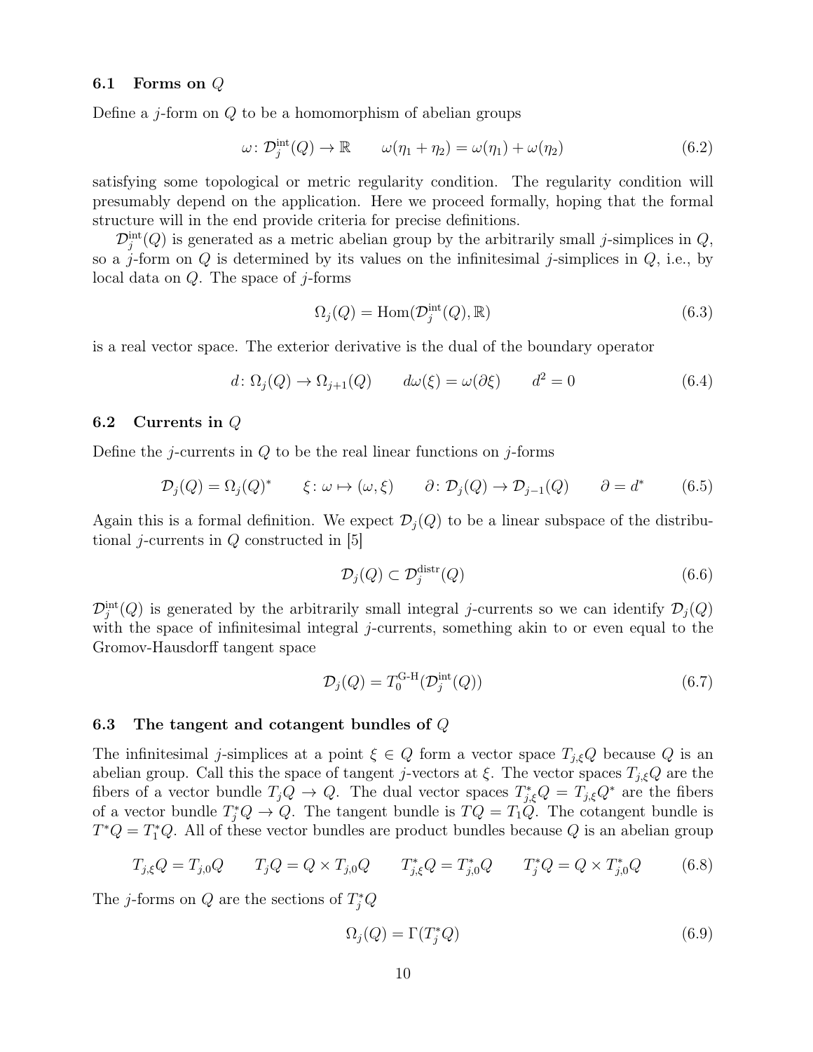### 6.1 Forms on $Q$

Define a $j$-form on $Q$ to be a homomorphism of abelian groups

$$\omega\colon \mathcal{D}_j^{\rm int}(Q) \to \mathbb{R} \qquad \omega(\eta_1+\eta_2) = \omega(\eta_1) + \omega(\eta_2) \tag{6.2}$$

satisfying some topological or metric regularity condition. The regularity condition will presumably depend on the application. Here we proceed formally, hoping that the formal structure will in the end provide criteria for precise definitions.

$\mathcal{D}_j^{\rm int}(Q)$ is generated as a metric abelian group by the arbitrarily small $j$-simplices in $Q$, so a $j$-form on $Q$ is determined by its values on the infinitesimal $j$-simplices in $Q$, i.e., by local data on $Q$. The space of $j$-forms

$$\Omega_j(Q) = \mathrm{Hom}(\mathcal{D}_j^{\rm int}(Q), \mathbb{R}) \tag{6.3}$$

is a real vector space. The exterior derivative is the dual of the boundary operator

$$d\colon \Omega_j(Q) \to \Omega_{j+1}(Q) \qquad d\omega(\xi) = \omega(\partial\xi) \qquad d^2 = 0 \tag{6.4}$$

### 6.2 Currents in $Q$

Define the $j$-currents in $Q$ to be the real linear functions on $j$-forms

$$\mathcal{D}_j(Q) = \Omega_j(Q)^* \qquad \xi\colon \omega \mapsto (\omega,\xi) \qquad \partial\colon \mathcal{D}_j(Q) \to \mathcal{D}_{j-1}(Q) \qquad \partial = d^* \tag{6.5}$$

Again this is a formal definition. We expect $\mathcal{D}_j(Q)$ to be a linear subspace of the distributional $j$-currents in $Q$ constructed in [5]

$$\mathcal{D}_j(Q) \subset \mathcal{D}_j^{\rm distr}(Q) \tag{6.6}$$

$\mathcal{D}_j^{\rm int}(Q)$ is generated by the arbitrarily small integral $j$-currents so we can identify $\mathcal{D}_j(Q)$ with the space of infinitesimal integral $j$-currents, something akin to or even equal to the Gromov-Hausdorff tangent space

$$\mathcal{D}_j(Q) = T_0^{\text{G-H}}(\mathcal{D}_j^{\rm int}(Q)) \tag{6.7}$$

### 6.3 The tangent and cotangent bundles of $Q$

The infinitesimal $j$-simplices at a point $\xi \in Q$ form a vector space $T_{j,\xi}Q$ because $Q$ is an abelian group. Call this the space of tangent $j$-vectors at $\xi$. The vector spaces $T_{j,\xi}Q$ are the fibers of a vector bundle $T_jQ \to Q$. The dual vector spaces $T^*_{j,\xi}Q = T_{j,\xi}Q^*$ are the fibers of a vector bundle $T^*_jQ \to Q$. The tangent bundle is $TQ = T_1Q$. The cotangent bundle is $T^*Q = T^*_1Q$. All of these vector bundles are product bundles because $Q$ is an abelian group

$$T_{j,\xi}Q = T_{j,0}Q \qquad T_jQ = Q \times T_{j,0}Q \qquad T^*_{j,\xi}Q = T^*_{j,0}Q \qquad T^*_jQ = Q \times T^*_{j,0}Q \tag{6.8}$$

The $j$-forms on $Q$ are the sections of $T^*_jQ$

$$\Omega_j(Q) = \Gamma(T^*_jQ) \tag{6.9}$$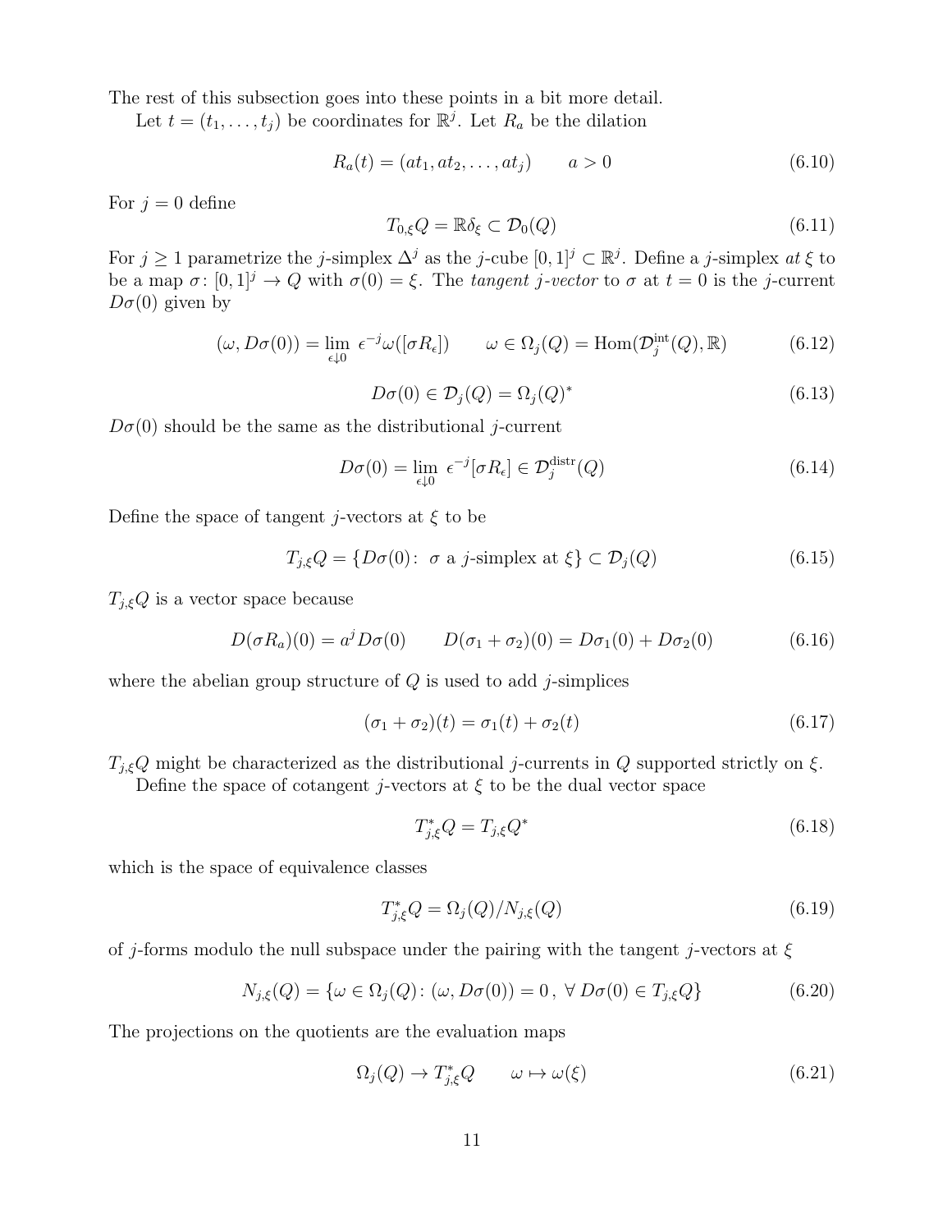The rest of this subsection goes into these points in a bit more detail.

Let $t = (t_1, \ldots, t_j)$ be coordinates for $\mathbb{R}^j$. Let $R_a$ be the dilation

$$R_a(t) = (at_1, at_2, \ldots, at_j) \qquad a > 0 \tag{6.10}$$

For $j = 0$ define

$$T_{0,\xi}Q = \mathbb{R}\delta_\xi \subset \mathcal{D}_0(Q) \tag{6.11}$$

For $j \geq 1$ parametrize the $j$-simplex $\Delta^j$ as the $j$-cube $[0,1]^j \subset \mathbb{R}^j$. Define a $j$-simplex *at* $\xi$ to be a map $\sigma\colon [0,1]^j \to Q$ with $\sigma(0) = \xi$. The *tangent $j$-vector* to $\sigma$ at $t = 0$ is the $j$-current $D\sigma(0)$ given by

$$(\omega, D\sigma(0)) = \lim_{\epsilon \downarrow 0} \, \epsilon^{-j} \omega([\sigma R_\epsilon]) \qquad \omega \in \Omega_j(Q) = \mathrm{Hom}(\mathcal{D}_j^{\mathrm{int}}(Q), \mathbb{R}) \tag{6.12}$$

$$D\sigma(0) \in \mathcal{D}_j(Q) = \Omega_j(Q)^* \tag{6.13}$$

$D\sigma(0)$ should be the same as the distributional $j$-current

$$D\sigma(0) = \lim_{\epsilon \downarrow 0} \, \epsilon^{-j} [\sigma R_\epsilon] \in \mathcal{D}_j^{\mathrm{distr}}(Q) \tag{6.14}$$

Define the space of tangent $j$-vectors at $\xi$ to be

$$T_{j,\xi}Q = \{D\sigma(0)\colon \; \sigma \text{ a } j\text{-simplex at } \xi\} \subset \mathcal{D}_j(Q) \tag{6.15}$$

$T_{j,\xi}Q$ is a vector space because

$$D(\sigma R_a)(0) = a^j D\sigma(0) \qquad D(\sigma_1 + \sigma_2)(0) = D\sigma_1(0) + D\sigma_2(0) \tag{6.16}$$

where the abelian group structure of $Q$ is used to add $j$-simplices

$$(\sigma_1 + \sigma_2)(t) = \sigma_1(t) + \sigma_2(t) \tag{6.17}$$

$T_{j,\xi}Q$ might be characterized as the distributional $j$-currents in $Q$ supported strictly on $\xi$.

Define the space of cotangent $j$-vectors at $\xi$ to be the dual vector space

$$T^*_{j,\xi}Q = T_{j,\xi}Q^* \tag{6.18}$$

which is the space of equivalence classes

$$T^*_{j,\xi}Q = \Omega_j(Q)/N_{j,\xi}(Q) \tag{6.19}$$

of $j$-forms modulo the null subspace under the pairing with the tangent $j$-vectors at $\xi$

$$N_{j,\xi}(Q) = \{\omega \in \Omega_j(Q)\colon (\omega, D\sigma(0)) = 0\,, \; \forall \, D\sigma(0) \in T_{j,\xi}Q\} \tag{6.20}$$

The projections on the quotients are the evaluation maps

$$\Omega_j(Q) \to T^*_{j,\xi}Q \qquad \omega \mapsto \omega(\xi) \tag{6.21}$$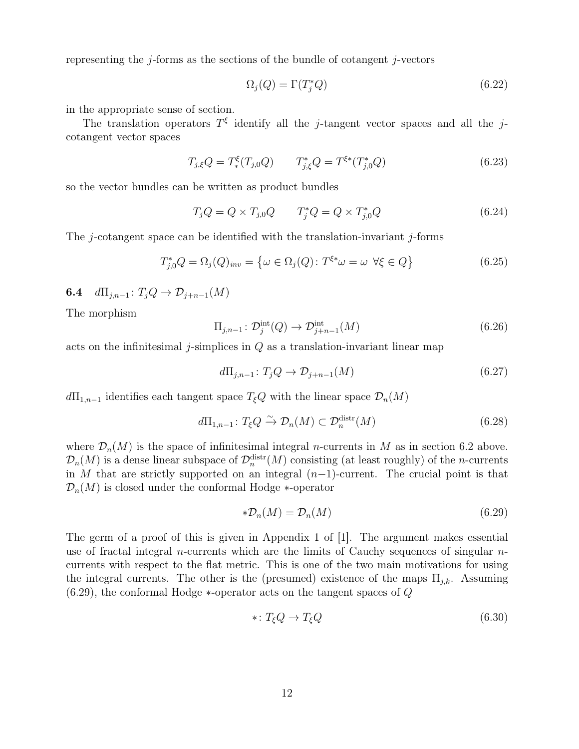representing the $j$-forms as the sections of the bundle of cotangent $j$-vectors

$$\Omega_j(Q) = \Gamma(T^*_j Q) \tag{6.22}$$

in the appropriate sense of section.

The translation operators $T^\xi$ identify all the $j$-tangent vector spaces and all the $j$-cotangent vector spaces

$$T_{j,\xi}Q = T^\xi_*(T_{j,0}Q) \qquad T^*_{j,\xi}Q = T^{\xi *}(T^*_{j,0}Q) \tag{6.23}$$

so the vector bundles can be written as product bundles

$$T_j Q = Q \times T_{j,0}Q \qquad T^*_j Q = Q \times T^*_{j,0}Q \tag{6.24}$$

The $j$-cotangent space can be identified with the translation-invariant $j$-forms

$$T^*_{j,0}Q = \Omega_j(Q)_{inv} = \left\{\omega \in \Omega_j(Q)\colon T^{\xi *}\omega = \omega \ \ \forall \xi \in Q\right\} \tag{6.25}$$

### 6.4 $d\Pi_{j,n-1}\colon T_j Q \to \mathcal{D}_{j+n-1}(M)$

The morphism

$$\Pi_{j,n-1}\colon \mathcal{D}^{\mathrm{int}}_j(Q) \to \mathcal{D}^{\mathrm{int}}_{j+n-1}(M) \tag{6.26}$$

acts on the infinitesimal $j$-simplices in $Q$ as a translation-invariant linear map

$$d\Pi_{j,n-1}\colon T_j Q \to \mathcal{D}_{j+n-1}(M) \tag{6.27}$$

$d\Pi_{1,n-1}$ identifies each tangent space $T_\xi Q$ with the linear space $\mathcal{D}_n(M)$

$$d\Pi_{1,n-1}\colon T_\xi Q \xrightarrow{\sim} \mathcal{D}_n(M) \subset \mathcal{D}^{\mathrm{distr}}_n(M) \tag{6.28}$$

where $\mathcal{D}_n(M)$ is the space of infinitesimal integral $n$-currents in $M$ as in section 6.2 above. $\mathcal{D}_n(M)$ is a dense linear subspace of $\mathcal{D}^{\mathrm{distr}}_n(M)$ consisting (at least roughly) of the $n$-currents in $M$ that are strictly supported on an integral $(n-1)$-current. The crucial point is that $\mathcal{D}_n(M)$ is closed under the conformal Hodge $*$-operator

$$*\mathcal{D}_n(M) = \mathcal{D}_n(M) \tag{6.29}$$

The germ of a proof of this is given in Appendix 1 of [1]. The argument makes essential use of fractal integral $n$-currents which are the limits of Cauchy sequences of singular $n$-currents with respect to the flat metric. This is one of the two main motivations for using the integral currents. The other is the (presumed) existence of the maps $\Pi_{j,k}$. Assuming (6.29), the conformal Hodge $*$-operator acts on the tangent spaces of $Q$

$$*\colon T_\xi Q \to T_\xi Q \tag{6.30}$$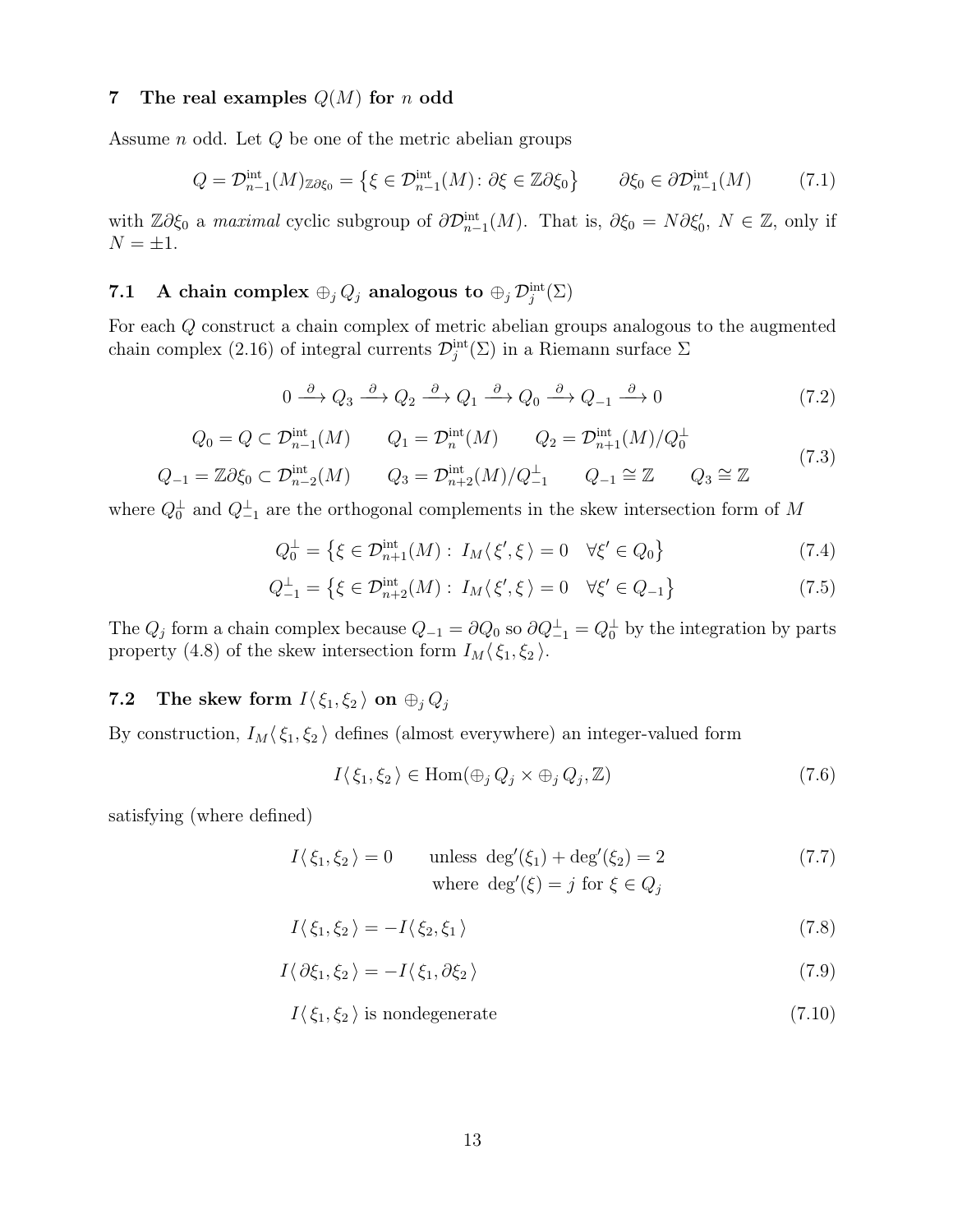# 7 The real examples $Q(M)$ for $n$ odd

Assume $n$ odd. Let $Q$ be one of the metric abelian groups

$$Q = \mathcal{D}^{\text{int}}_{n-1}(M)_{\mathbb{Z}\partial\xi_0} = \left\{\xi \in \mathcal{D}^{\text{int}}_{n-1}(M) \colon \partial\xi \in \mathbb{Z}\partial\xi_0\right\} \qquad \partial\xi_0 \in \partial\mathcal{D}^{\text{int}}_{n-1}(M) \tag{7.1}$$

with $\mathbb{Z}\partial\xi_0$ a *maximal* cyclic subgroup of $\partial\mathcal{D}^{\text{int}}_{n-1}(M)$. That is, $\partial\xi_0 = N\partial\xi_0'$, $N \in \mathbb{Z}$, only if $N = \pm 1$.

## 7.1 A chain complex $\oplus_j Q_j$ analogous to $\oplus_j \mathcal{D}^{\text{int}}_j(\Sigma)$

For each $Q$ construct a chain complex of metric abelian groups analogous to the augmented chain complex (2.16) of integral currents $\mathcal{D}^{\text{int}}_j(\Sigma)$ in a Riemann surface $\Sigma$

$$0 \xrightarrow{\partial} Q_3 \xrightarrow{\partial} Q_2 \xrightarrow{\partial} Q_1 \xrightarrow{\partial} Q_0 \xrightarrow{\partial} Q_{-1} \xrightarrow{\partial} 0 \tag{7.2}$$

$$\begin{aligned} &Q_0 = Q \subset \mathcal{D}^{\text{int}}_{n-1}(M) \qquad Q_1 = \mathcal{D}^{\text{int}}_{n}(M) \qquad Q_2 = \mathcal{D}^{\text{int}}_{n+1}(M)/Q_0^{\perp} \\ &Q_{-1} = \mathbb{Z}\partial\xi_0 \subset \mathcal{D}^{\text{int}}_{n-2}(M) \qquad Q_3 = \mathcal{D}^{\text{int}}_{n+2}(M)/Q_{-1}^{\perp} \qquad Q_{-1} \cong \mathbb{Z} \qquad Q_3 \cong \mathbb{Z} \end{aligned} \tag{7.3}$$

where $Q_0^{\perp}$ and $Q_{-1}^{\perp}$ are the orthogonal complements in the skew intersection form of $M$

$$Q_0^{\perp} = \left\{\xi \in \mathcal{D}^{\text{int}}_{n+1}(M) :\ I_M\langle\, \xi', \xi \,\rangle = 0 \quad \forall \xi' \in Q_0\right\} \tag{7.4}$$

$$Q_{-1}^{\perp} = \left\{\xi \in \mathcal{D}^{\text{int}}_{n+2}(M) :\ I_M\langle\, \xi', \xi \,\rangle = 0 \quad \forall \xi' \in Q_{-1}\right\} \tag{7.5}$$

The $Q_j$ form a chain complex because $Q_{-1} = \partial Q_0$ so $\partial Q_{-1}^{\perp} = Q_0^{\perp}$ by the integration by parts property (4.8) of the skew intersection form $I_M\langle\, \xi_1, \xi_2 \,\rangle$.

## 7.2 The skew form $I\langle\, \xi_1, \xi_2 \,\rangle$ on $\oplus_j Q_j$

By construction, $I_M\langle\, \xi_1, \xi_2 \,\rangle$ defines (almost everywhere) an integer-valued form

$$I\langle\, \xi_1, \xi_2 \,\rangle \in \text{Hom}(\oplus_j Q_j \times \oplus_j Q_j, \mathbb{Z}) \tag{7.6}$$

satisfying (where defined)

$$I\langle\, \xi_1, \xi_2 \,\rangle = 0 \qquad \text{unless } \deg'(\xi_1) + \deg'(\xi_2) = 2 \quad \text{where } \deg'(\xi) = j \text{ for } \xi \in Q_j \tag{7.7}$$

$$I\langle\, \xi_1, \xi_2 \,\rangle = -I\langle\, \xi_2, \xi_1 \,\rangle \tag{7.8}$$

$$I\langle\, \partial\xi_1, \xi_2 \,\rangle = -I\langle\, \xi_1, \partial\xi_2 \,\rangle \tag{7.9}$$

$$I\langle\, \xi_1, \xi_2 \,\rangle \text{ is nondegenerate} \tag{7.10}$$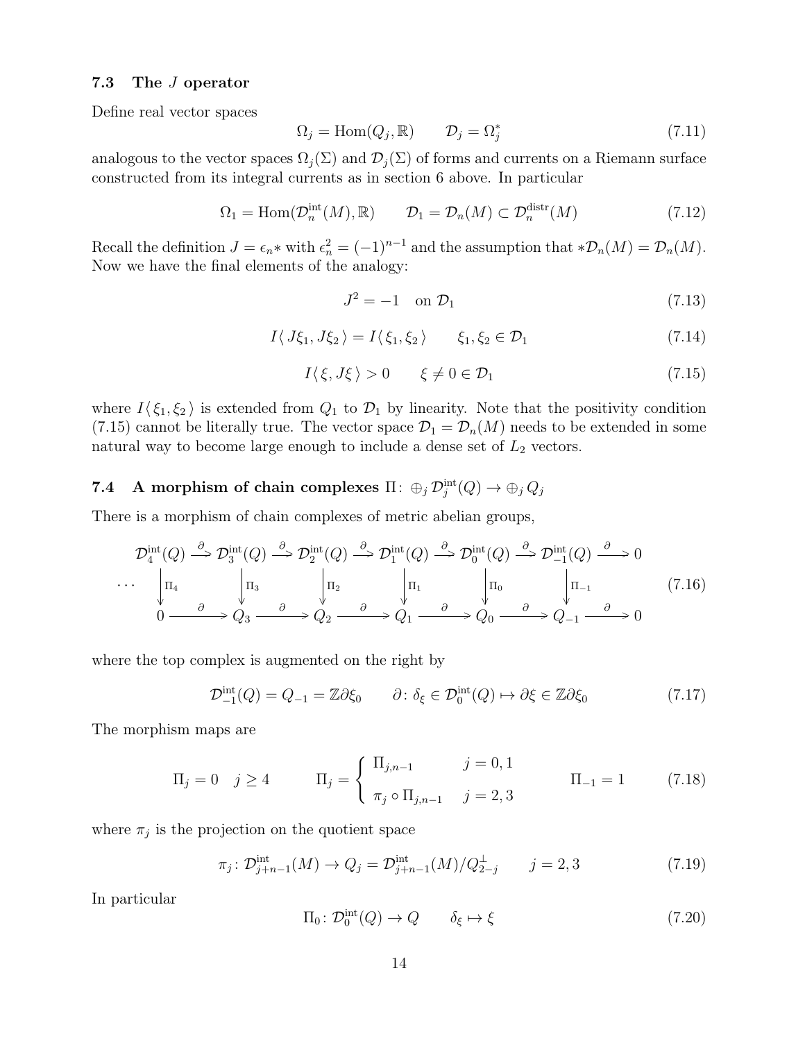### 7.3 The $J$ operator

Define real vector spaces

$$\Omega_j = \mathrm{Hom}(Q_j, \mathbb{R}) \qquad \mathcal{D}_j = \Omega_j^* \tag{7.11}$$

analogous to the vector spaces $\Omega_j(\Sigma)$ and $\mathcal{D}_j(\Sigma)$ of forms and currents on a Riemann surface constructed from its integral currents as in section 6 above. In particular

$$\Omega_1 = \mathrm{Hom}(\mathcal{D}_n^{\mathrm{int}}(M), \mathbb{R}) \qquad \mathcal{D}_1 = \mathcal{D}_n(M) \subset \mathcal{D}_n^{\mathrm{distr}}(M) \tag{7.12}$$

Recall the definition $J = \epsilon_n *$ with $\epsilon_n^2 = (-1)^{n-1}$ and the assumption that $*\mathcal{D}_n(M) = \mathcal{D}_n(M)$. Now we have the final elements of the analogy:

$$J^2 = -1 \quad \text{on } \mathcal{D}_1 \tag{7.13}$$

$$I\langle J\xi_1, J\xi_2 \rangle = I\langle \xi_1, \xi_2 \rangle \qquad \xi_1, \xi_2 \in \mathcal{D}_1 \tag{7.14}$$

$$I\langle \xi, J\xi \rangle > 0 \qquad \xi \neq 0 \in \mathcal{D}_1 \tag{7.15}$$

where $I\langle \xi_1, \xi_2 \rangle$ is extended from $Q_1$ to $\mathcal{D}_1$ by linearity. Note that the positivity condition (7.15) cannot be literally true. The vector space $\mathcal{D}_1 = \mathcal{D}_n(M)$ needs to be extended in some natural way to become large enough to include a dense set of $L_2$ vectors.

### 7.4 A morphism of chain complexes $\Pi\colon \oplus_j \mathcal{D}_j^{\mathrm{int}}(Q) \to \oplus_j Q_j$

There is a morphism of chain complexes of metric abelian groups,

$$\begin{array}{ccccccccccccccc}
\cdots & \mathcal{D}_4^{\mathrm{int}}(Q) & \xrightarrow{\partial} & \mathcal{D}_3^{\mathrm{int}}(Q) & \xrightarrow{\partial} & \mathcal{D}_2^{\mathrm{int}}(Q) & \xrightarrow{\partial} & \mathcal{D}_1^{\mathrm{int}}(Q) & \xrightarrow{\partial} & \mathcal{D}_0^{\mathrm{int}}(Q) & \xrightarrow{\partial} & \mathcal{D}_{-1}^{\mathrm{int}}(Q) & \xrightarrow{\partial} & 0 \\
& \downarrow{\scriptstyle \Pi_4} & & \downarrow{\scriptstyle \Pi_3} & & \downarrow{\scriptstyle \Pi_2} & & \downarrow{\scriptstyle \Pi_1} & & \downarrow{\scriptstyle \Pi_0} & & \downarrow{\scriptstyle \Pi_{-1}} & & \\
& 0 & \xrightarrow{\partial} & Q_3 & \xrightarrow{\partial} & Q_2 & \xrightarrow{\partial} & Q_1 & \xrightarrow{\partial} & Q_0 & \xrightarrow{\partial} & Q_{-1} & \xrightarrow{\partial} & 0
\end{array} \tag{7.16}$$

where the top complex is augmented on the right by

$$\mathcal{D}_{-1}^{\mathrm{int}}(Q) = Q_{-1} = \mathbb{Z}\partial\xi_0 \qquad \partial\colon \delta_\xi \in \mathcal{D}_0^{\mathrm{int}}(Q) \mapsto \partial\xi \in \mathbb{Z}\partial\xi_0 \tag{7.17}$$

The morphism maps are

$$\Pi_j = 0 \quad j \geq 4 \qquad \Pi_j = \begin{cases} \Pi_{j,n-1} & j = 0, 1 \\ \pi_j \circ \Pi_{j,n-1} & j = 2, 3 \end{cases} \qquad \Pi_{-1} = 1 \tag{7.18}$$

where $\pi_j$ is the projection on the quotient space

$$\pi_j\colon \mathcal{D}_{j+n-1}^{\mathrm{int}}(M) \to Q_j = \mathcal{D}_{j+n-1}^{\mathrm{int}}(M)/Q_{2-j}^{\perp} \qquad j = 2, 3 \tag{7.19}$$

In particular

$$\Pi_0\colon \mathcal{D}_0^{\mathrm{int}}(Q) \to Q \qquad \delta_\xi \mapsto \xi \tag{7.20}$$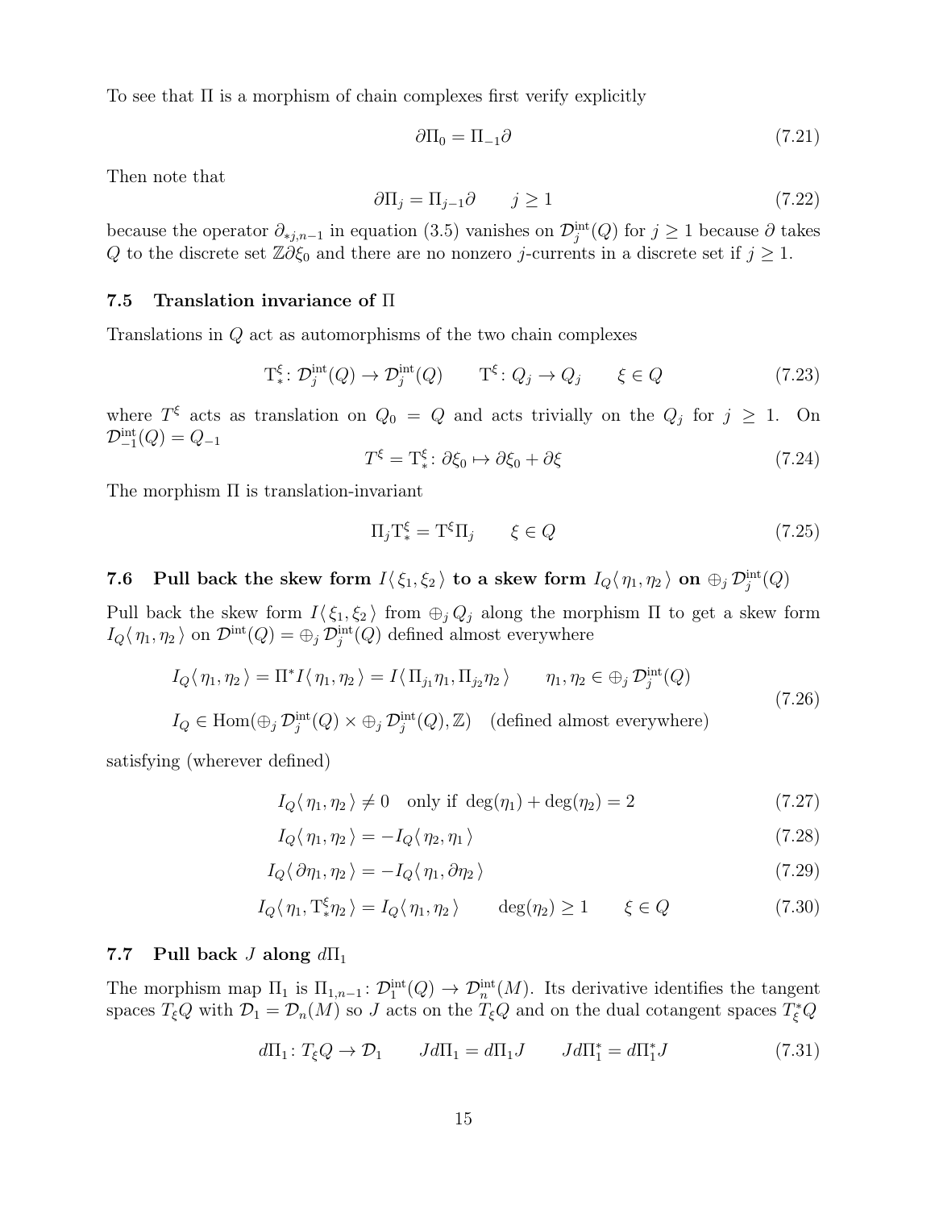To see that $\Pi$ is a morphism of chain complexes first verify explicitly

$$\partial \Pi_0 = \Pi_{-1} \partial \tag{7.21}$$

Then note that

$$\partial \Pi_j = \Pi_{j-1} \partial \qquad j \geq 1 \tag{7.22}$$

because the operator $\partial_{*j,n-1}$ in equation (3.5) vanishes on $\mathcal{D}_j^{\text{int}}(Q)$ for $j \geq 1$ because $\partial$ takes $Q$ to the discrete set $\mathbb{Z}\partial\xi_0$ and there are no nonzero $j$-currents in a discrete set if $j \geq 1$.

### 7.5 Translation invariance of $\Pi$

Translations in $Q$ act as automorphisms of the two chain complexes

$$\mathrm{T}_*^\xi \colon \mathcal{D}_j^{\text{int}}(Q) \to \mathcal{D}_j^{\text{int}}(Q) \qquad \mathrm{T}^\xi \colon Q_j \to Q_j \qquad \xi \in Q \tag{7.23}$$

where $T^\xi$ acts as translation on $Q_0 = Q$ and acts trivially on the $Q_j$ for $j \geq 1$. On $\mathcal{D}_{-1}^{\text{int}}(Q) = Q_{-1}$

$$T^\xi = \mathrm{T}_*^\xi \colon \partial\xi_0 \mapsto \partial\xi_0 + \partial\xi \tag{7.24}$$

The morphism $\Pi$ is translation-invariant

$$\Pi_j \mathrm{T}_*^\xi = \mathrm{T}^\xi \Pi_j \qquad \xi \in Q \tag{7.25}$$

### 7.6 Pull back the skew form $I\langle \xi_1, \xi_2 \rangle$ to a skew form $I_Q\langle \eta_1, \eta_2 \rangle$ on $\oplus_j \mathcal{D}_j^{\text{int}}(Q)$

Pull back the skew form $I\langle \xi_1, \xi_2 \rangle$ from $\oplus_j Q_j$ along the morphism $\Pi$ to get a skew form $I_Q\langle \eta_1, \eta_2 \rangle$ on $\mathcal{D}^{\text{int}}(Q) = \oplus_j \mathcal{D}_j^{\text{int}}(Q)$ defined almost everywhere

$$\begin{gathered}
I_Q\langle \eta_1, \eta_2 \rangle = \Pi^* I\langle \eta_1, \eta_2 \rangle = I\langle \Pi_{j_1}\eta_1, \Pi_{j_2}\eta_2 \rangle \qquad \eta_1, \eta_2 \in \oplus_j \mathcal{D}_j^{\text{int}}(Q) \\
I_Q \in \operatorname{Hom}(\oplus_j \mathcal{D}_j^{\text{int}}(Q) \times \oplus_j \mathcal{D}_j^{\text{int}}(Q), \mathbb{Z}) \quad \text{(defined almost everywhere)}
\end{gathered} \tag{7.26}$$

satisfying (wherever defined)

$$I_Q\langle \eta_1, \eta_2 \rangle \neq 0 \quad \text{only if } \deg(\eta_1) + \deg(\eta_2) = 2 \tag{7.27}$$

$$I_Q\langle \eta_1, \eta_2 \rangle = -I_Q\langle \eta_2, \eta_1 \rangle \tag{7.28}$$

$$I_Q\langle \partial\eta_1, \eta_2 \rangle = -I_Q\langle \eta_1, \partial\eta_2 \rangle \tag{7.29}$$

$$I_Q\langle \eta_1, \mathrm{T}_*^\xi \eta_2 \rangle = I_Q\langle \eta_1, \eta_2 \rangle \qquad \deg(\eta_2) \geq 1 \qquad \xi \in Q \tag{7.30}$$

### 7.7 Pull back $J$ along $d\Pi_1$

The morphism map $\Pi_1$ is $\Pi_{1,n-1} \colon \mathcal{D}_1^{\text{int}}(Q) \to \mathcal{D}_n^{\text{int}}(M)$. Its derivative identifies the tangent spaces $T_\xi Q$ with $\mathcal{D}_1 = \mathcal{D}_n(M)$ so $J$ acts on the $T_\xi Q$ and on the dual cotangent spaces $T_\xi^* Q$

$$d\Pi_1 \colon T_\xi Q \to \mathcal{D}_1 \qquad J d\Pi_1 = d\Pi_1 J \qquad J d\Pi_1^* = d\Pi_1^* J \tag{7.31}$$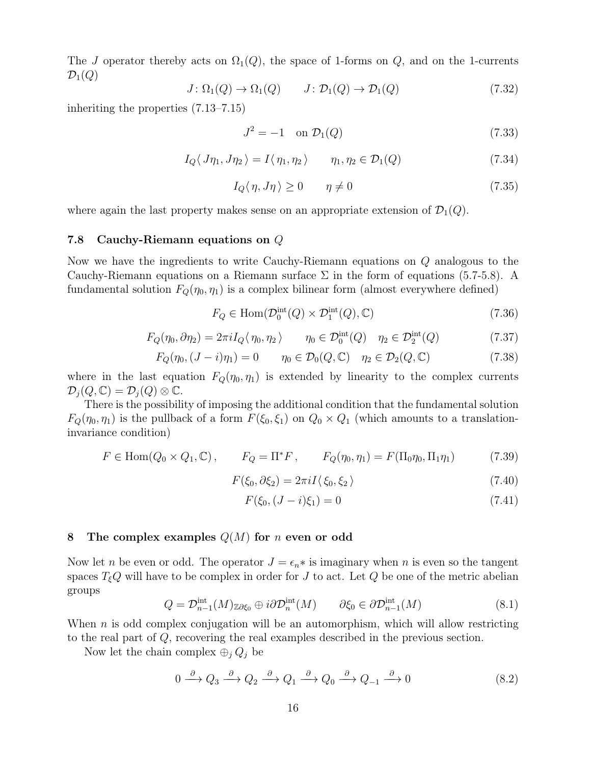The $J$ operator thereby acts on $\Omega_1(Q)$, the space of 1-forms on $Q$, and on the 1-currents $\mathcal{D}_1(Q)$

$$J\colon \Omega_1(Q) \to \Omega_1(Q) \qquad J\colon \mathcal{D}_1(Q) \to \mathcal{D}_1(Q) \tag{7.32}$$

inheriting the properties (7.13–7.15)

$$J^2 = -1 \quad \text{on } \mathcal{D}_1(Q) \tag{7.33}$$

$$I_Q\langle\, J\eta_1, J\eta_2 \,\rangle = I\langle\, \eta_1, \eta_2 \,\rangle \qquad \eta_1, \eta_2 \in \mathcal{D}_1(Q) \tag{7.34}$$

$$I_Q\langle\, \eta, J\eta \,\rangle \geq 0 \qquad \eta \neq 0 \tag{7.35}$$

where again the last property makes sense on an appropriate extension of $\mathcal{D}_1(Q)$.

### 7.8 Cauchy-Riemann equations on $Q$

Now we have the ingredients to write Cauchy-Riemann equations on $Q$ analogous to the Cauchy-Riemann equations on a Riemann surface $\Sigma$ in the form of equations (5.7-5.8). A fundamental solution $F_Q(\eta_0, \eta_1)$ is a complex bilinear form (almost everywhere defined)

$$F_Q \in \mathrm{Hom}(\mathcal{D}_0^{\mathrm{int}}(Q) \times \mathcal{D}_1^{\mathrm{int}}(Q), \mathbb{C}) \tag{7.36}$$

$$F_Q(\eta_0, \partial\eta_2) = 2\pi i I_Q\langle\, \eta_0, \eta_2 \,\rangle \qquad \eta_0 \in \mathcal{D}_0^{\mathrm{int}}(Q) \quad \eta_2 \in \mathcal{D}_2^{\mathrm{int}}(Q) \tag{7.37}$$

$$F_Q(\eta_0, (J-i)\eta_1) = 0 \qquad \eta_0 \in \mathcal{D}_0(Q, \mathbb{C}) \quad \eta_2 \in \mathcal{D}_2(Q, \mathbb{C}) \tag{7.38}$$

where in the last equation $F_Q(\eta_0, \eta_1)$ is extended by linearity to the complex currents $\mathcal{D}_j(Q, \mathbb{C}) = \mathcal{D}_j(Q) \otimes \mathbb{C}$.

There is the possibility of imposing the additional condition that the fundamental solution $F_Q(\eta_0, \eta_1)$ is the pullback of a form $F(\xi_0, \xi_1)$ on $Q_0 \times Q_1$ (which amounts to a translation-invariance condition)

$$F \in \mathrm{Hom}(Q_0 \times Q_1, \mathbb{C})\,, \qquad F_Q = \Pi^* F\,, \qquad F_Q(\eta_0, \eta_1) = F(\Pi_0\eta_0, \Pi_1\eta_1) \tag{7.39}$$

$$F(\xi_0, \partial\xi_2) = 2\pi i I\langle\, \xi_0, \xi_2 \,\rangle \tag{7.40}$$

$$F(\xi_0, (J-i)\xi_1) = 0 \tag{7.41}$$

## 8 The complex examples $Q(M)$ for $n$ even or odd

Now let $n$ be even or odd. The operator $J = \epsilon_n *$ is imaginary when $n$ is even so the tangent spaces $T_\xi Q$ will have to be complex in order for $J$ to act. Let $Q$ be one of the metric abelian groups

$$Q = \mathcal{D}_{n-1}^{\mathrm{int}}(M)_{\mathbb{Z}\partial\xi_0} \oplus i\partial\mathcal{D}_n^{\mathrm{int}}(M) \qquad \partial\xi_0 \in \partial\mathcal{D}_{n-1}^{\mathrm{int}}(M) \tag{8.1}$$

When $n$ is odd complex conjugation will be an automorphism, which will allow restricting to the real part of $Q$, recovering the real examples described in the previous section.

Now let the chain complex $\oplus_j Q_j$ be

$$0 \xrightarrow{\partial} Q_3 \xrightarrow{\partial} Q_2 \xrightarrow{\partial} Q_1 \xrightarrow{\partial} Q_0 \xrightarrow{\partial} Q_{-1} \xrightarrow{\partial} 0 \tag{8.2}$$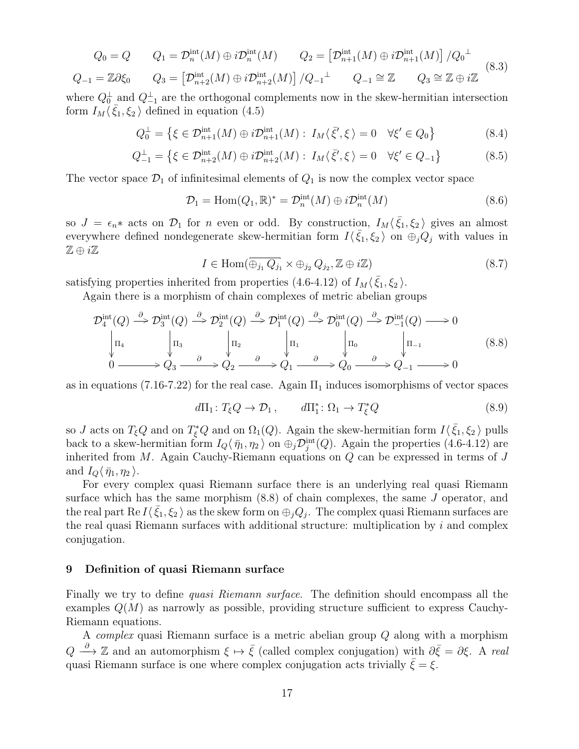$$
\begin{aligned}
&Q_0 = Q \qquad Q_1 = \mathcal{D}_n^{\text{int}}(M) \oplus i\mathcal{D}_n^{\text{int}}(M) \qquad Q_2 = \left[\mathcal{D}_{n+1}^{\text{int}}(M) \oplus i\mathcal{D}_{n+1}^{\text{int}}(M)\right] / {Q_0}^{\perp} \\
&Q_{-1} = \mathbb{Z}\partial\xi_0 \qquad Q_3 = \left[\mathcal{D}_{n+2}^{\text{int}}(M) \oplus i\mathcal{D}_{n+2}^{\text{int}}(M)\right] / {Q_{-1}}^{\perp} \qquad Q_{-1} \cong \mathbb{Z} \qquad Q_3 \cong \mathbb{Z} \oplus i\mathbb{Z}
\end{aligned}
\tag{8.3}
$$

where $Q_0^{\perp}$ and $Q_{-1}^{\perp}$ are the orthogonal complements now in the skew-hermitian intersection form $I_M\langle\,\bar{\xi}_1, \xi_2\,\rangle$ defined in equation (4.5)

$$
Q_0^{\perp} = \left\{\xi \in \mathcal{D}_{n+1}^{\text{int}}(M) \oplus i\mathcal{D}_{n+1}^{\text{int}}(M) :\ I_M\langle\,\bar{\xi}', \xi\,\rangle = 0 \quad \forall \xi' \in Q_0\right\} \tag{8.4}
$$

$$
Q_{-1}^{\perp} = \left\{\xi \in \mathcal{D}_{n+2}^{\text{int}}(M) \oplus i\mathcal{D}_{n+2}^{\text{int}}(M) :\ I_M\langle\,\bar{\xi}', \xi\,\rangle = 0 \quad \forall \xi' \in Q_{-1}\right\} \tag{8.5}
$$

The vector space $\mathcal{D}_1$ of infinitesimal elements of $Q_1$ is now the complex vector space

$$
\mathcal{D}_1 = \operatorname{Hom}(Q_1, \mathbb{R})^* = \mathcal{D}_n^{\text{int}}(M) \oplus i\mathcal{D}_n^{\text{int}}(M) \tag{8.6}
$$

so $J = \epsilon_n *$ acts on $\mathcal{D}_1$ for $n$ even or odd. By construction, $I_M\langle\,\bar{\xi}_1, \xi_2\,\rangle$ gives an almost everywhere defined nondegenerate skew-hermitian form $I\langle\,\bar{\xi}_1, \xi_2\,\rangle$ on $\oplus_j Q_j$ with values in $\mathbb{Z} \oplus i\mathbb{Z}$

$$
I \in \operatorname{Hom}(\overline{\oplus_{j_1} Q_{j_1}} \times \oplus_{j_2} Q_{j_2}, \mathbb{Z} \oplus i\mathbb{Z}) \tag{8.7}
$$

satisfying properties inherited from properties (4.6-4.12) of $I_M\langle\,\bar{\xi}_1, \xi_2\,\rangle$.

Again there is a morphism of chain complexes of metric abelian groups

$$
\begin{array}{ccccccccccccc}
\mathcal{D}_4^{\text{int}}(Q) & \xrightarrow{\partial} & \mathcal{D}_3^{\text{int}}(Q) & \xrightarrow{\partial} & \mathcal{D}_2^{\text{int}}(Q) & \xrightarrow{\partial} & \mathcal{D}_1^{\text{int}}(Q) & \xrightarrow{\partial} & \mathcal{D}_0^{\text{int}}(Q) & \xrightarrow{\partial} & \mathcal{D}_{-1}^{\text{int}}(Q) & \longrightarrow & 0 \\
\downarrow{\Pi_4} & & \downarrow{\Pi_3} & & \downarrow{\Pi_2} & & \downarrow{\Pi_1} & & \downarrow{\Pi_0} & & \downarrow{\Pi_{-1}} & & \\
0 & \longrightarrow & Q_3 & \xrightarrow{\partial} & Q_2 & \xrightarrow{\partial} & Q_1 & \xrightarrow{\partial} & Q_0 & \xrightarrow{\partial} & Q_{-1} & \longrightarrow & 0
\end{array}
\tag{8.8}
$$

as in equations (7.16-7.22) for the real case. Again $\Pi_1$ induces isomorphisms of vector spaces

$$
d\Pi_1 \colon T_\xi Q \to \mathcal{D}_1\,, \qquad d\Pi_1^* \colon \Omega_1 \to T_\xi^* Q \tag{8.9}
$$

so $J$ acts on $T_\xi Q$ and on $T_\xi^* Q$ and on $\Omega_1(Q)$. Again the skew-hermitian form $I\langle\,\bar{\xi}_1, \xi_2\,\rangle$ pulls back to a skew-hermitian form $I_Q\langle\,\bar{\eta}_1, \eta_2\,\rangle$ on $\oplus_j \mathcal{D}_j^{\text{int}}(Q)$. Again the properties (4.6-4.12) are inherited from $M$. Again Cauchy-Riemann equations on $Q$ can be expressed in terms of $J$ and $I_Q\langle\,\bar{\eta}_1, \eta_2\,\rangle$.

For every complex quasi Riemann surface there is an underlying real quasi Riemann surface which has the same morphism (8.8) of chain complexes, the same $J$ operator, and the real part $\operatorname{Re} I\langle\,\bar{\xi}_1, \xi_2\,\rangle$ as the skew form on $\oplus_j Q_j$. The complex quasi Riemann surfaces are the real quasi Riemann surfaces with additional structure: multiplication by $i$ and complex conjugation.

## 9 Definition of quasi Riemann surface

Finally we try to define *quasi Riemann surface*. The definition should encompass all the examples $Q(M)$ as narrowly as possible, providing structure sufficient to express Cauchy-Riemann equations.

A *complex* quasi Riemann surface is a metric abelian group $Q$ along with a morphism $Q \xrightarrow{\partial} \mathbb{Z}$ and an automorphism $\xi \mapsto \bar{\xi}$ (called complex conjugation) with $\partial\bar{\xi} = \partial\xi$. A *real* quasi Riemann surface is one where complex conjugation acts trivially $\bar{\xi} = \xi$.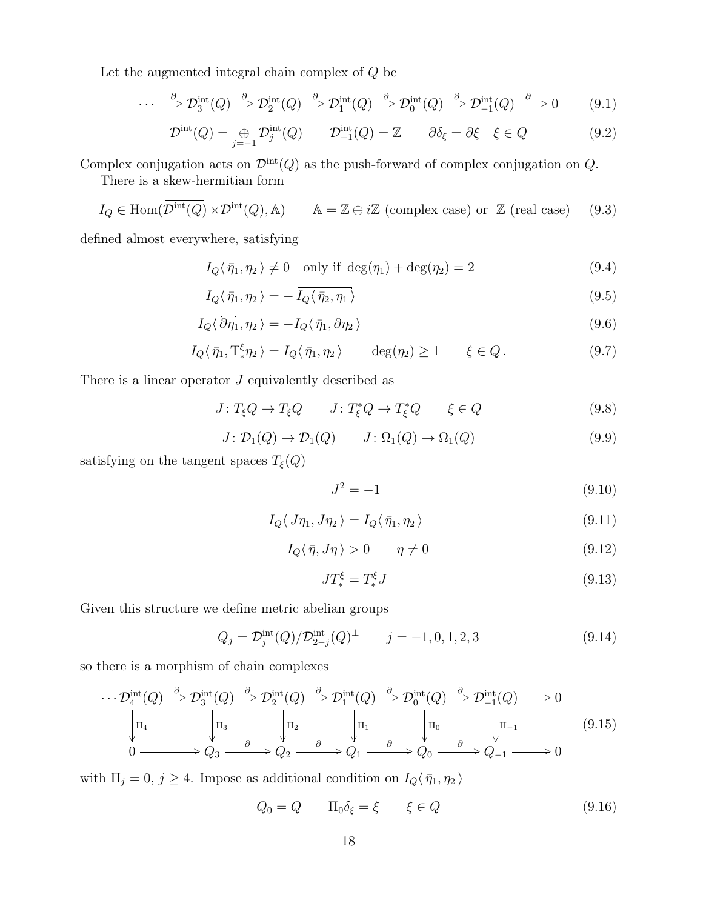Let the augmented integral chain complex of $Q$ be

$$\cdots \xrightarrow{\partial} \mathcal{D}^{\text{int}}_3(Q) \xrightarrow{\partial} \mathcal{D}^{\text{int}}_2(Q) \xrightarrow{\partial} \mathcal{D}^{\text{int}}_1(Q) \xrightarrow{\partial} \mathcal{D}^{\text{int}}_0(Q) \xrightarrow{\partial} \mathcal{D}^{\text{int}}_{-1}(Q) \xrightarrow{\partial} 0 \tag{9.1}$$

$$\mathcal{D}^{\text{int}}(Q) = \bigoplus_{j=-1} \mathcal{D}^{\text{int}}_j(Q) \qquad \mathcal{D}^{\text{int}}_{-1}(Q) = \mathbb{Z} \qquad \partial\delta_\xi = \partial\xi \quad \xi \in Q \tag{9.2}$$

Complex conjugation acts on $\mathcal{D}^{\text{int}}(Q)$ as the push-forward of complex conjugation on $Q$.

There is a skew-hermitian form

$$I_Q \in \operatorname{Hom}(\overline{\mathcal{D}^{\text{int}}(Q)} \times \mathcal{D}^{\text{int}}(Q), \mathbb{A}) \qquad \mathbb{A} = \mathbb{Z} \oplus i\mathbb{Z} \text{ (complex case) or } \mathbb{Z} \text{ (real case)} \tag{9.3}$$

defined almost everywhere, satisfying

$$I_Q\langle\, \bar{\eta}_1, \eta_2\,\rangle \neq 0 \quad \text{only if } \deg(\eta_1) + \deg(\eta_2) = 2 \tag{9.4}$$

$$I_Q\langle\, \bar{\eta}_1, \eta_2\,\rangle = -\overline{I_Q\langle\, \bar{\eta}_2, \eta_1\,\rangle} \tag{9.5}$$

$$I_Q\langle\, \overline{\partial\eta_1}, \eta_2\,\rangle = -I_Q\langle\, \bar{\eta}_1, \partial\eta_2\,\rangle \tag{9.6}$$

$$I_Q\langle\, \bar{\eta}_1, \mathrm{T}^\xi_*\eta_2\,\rangle = I_Q\langle\, \bar{\eta}_1, \eta_2\,\rangle \qquad \deg(\eta_2) \geq 1 \qquad \xi \in Q\,. \tag{9.7}$$

There is a linear operator $J$ equivalently described as

$$J\colon T_\xi Q \to T_\xi Q \qquad J\colon T^*_\xi Q \to T^*_\xi Q \qquad \xi \in Q \tag{9.8}$$

$$J\colon \mathcal{D}_1(Q) \to \mathcal{D}_1(Q) \qquad J\colon \Omega_1(Q) \to \Omega_1(Q) \tag{9.9}$$

satisfying on the tangent spaces $T_\xi(Q)$

$$J^2 = -1 \tag{9.10}$$

$$I_Q\langle\, \overline{J\eta_1}, J\eta_2\,\rangle = I_Q\langle\, \bar{\eta}_1, \eta_2\,\rangle \tag{9.11}$$

$$I_Q\langle\, \bar{\eta}, J\eta\,\rangle > 0 \qquad \eta \neq 0 \tag{9.12}$$

$$JT^\xi_* = T^\xi_* J \tag{9.13}$$

Given this structure we define metric abelian groups

$$Q_j = \mathcal{D}^{\text{int}}_j(Q)/\mathcal{D}^{\text{int}}_{2-j}(Q)^\perp \qquad j = -1, 0, 1, 2, 3 \tag{9.14}$$

so there is a morphism of chain complexes

$$\begin{array}{ccccccccccccc}
\cdots \mathcal{D}^{\text{int}}_4(Q) & \xrightarrow{\partial} & \mathcal{D}^{\text{int}}_3(Q) & \xrightarrow{\partial} & \mathcal{D}^{\text{int}}_2(Q) & \xrightarrow{\partial} & \mathcal{D}^{\text{int}}_1(Q) & \xrightarrow{\partial} & \mathcal{D}^{\text{int}}_0(Q) & \xrightarrow{\partial} & \mathcal{D}^{\text{int}}_{-1}(Q) & \longrightarrow & 0 \\
\downarrow{\scriptstyle \Pi_4} & & \downarrow{\scriptstyle \Pi_3} & & \downarrow{\scriptstyle \Pi_2} & & \downarrow{\scriptstyle \Pi_1} & & \downarrow{\scriptstyle \Pi_0} & & \downarrow{\scriptstyle \Pi_{-1}} & & \\
0 & \longrightarrow & Q_3 & \xrightarrow{\partial} & Q_2 & \xrightarrow{\partial} & Q_1 & \xrightarrow{\partial} & Q_0 & \xrightarrow{\partial} & Q_{-1} & \longrightarrow & 0
\end{array} \tag{9.15}$$

with $\Pi_j = 0$, $j \geq 4$. Impose as additional condition on $I_Q\langle\, \bar{\eta}_1, \eta_2\,\rangle$

$$Q_0 = Q \qquad \Pi_0\delta_\xi = \xi \qquad \xi \in Q \tag{9.16}$$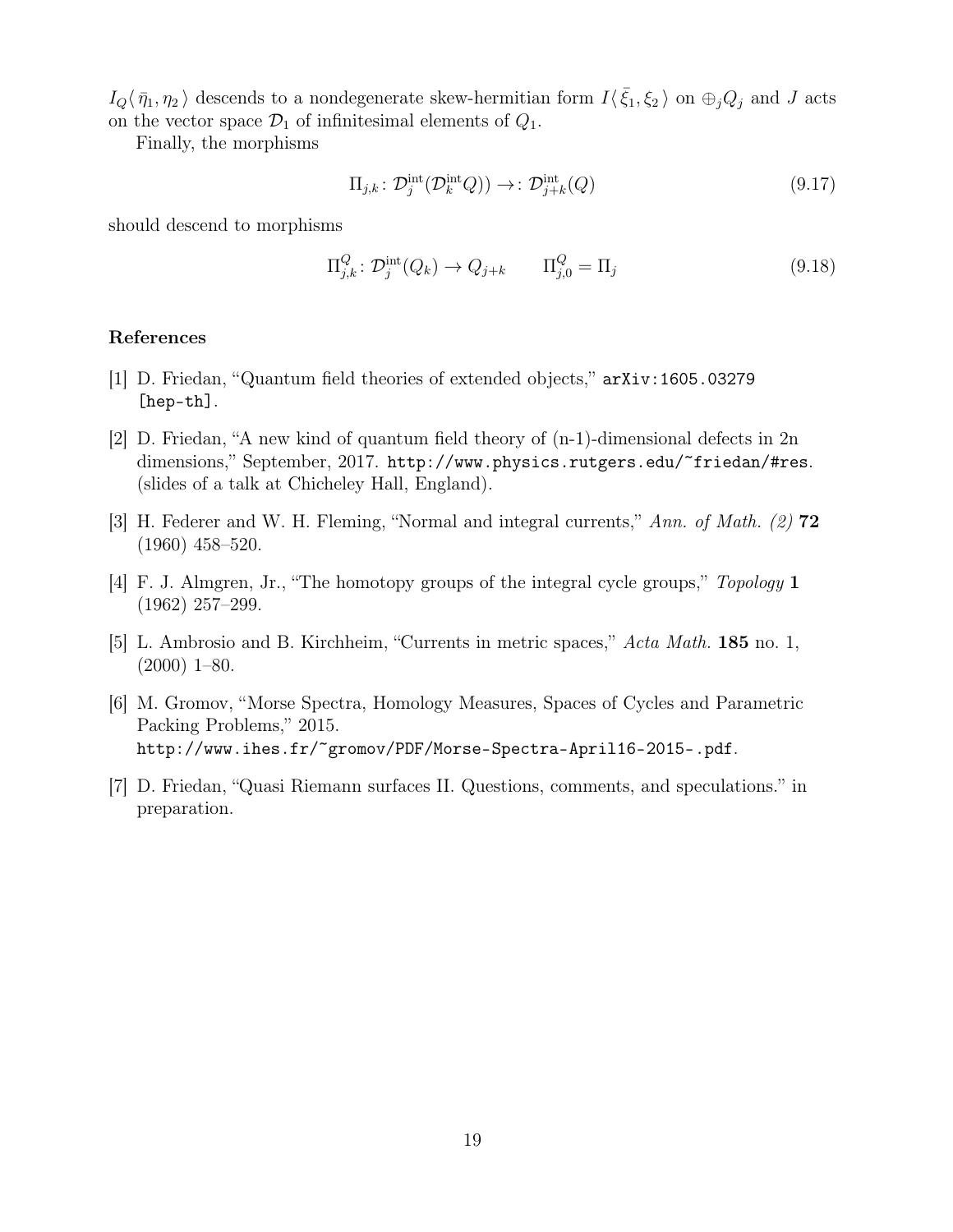$I_Q\langle\, \bar{\eta}_1, \eta_2 \,\rangle$ descends to a nondegenerate skew-hermitian form $I\langle\, \bar{\xi}_1, \xi_2 \,\rangle$ on $\oplus_j Q_j$ and $J$ acts on the vector space $\mathcal{D}_1$ of infinitesimal elements of $Q_1$.

Finally, the morphisms

$$\Pi_{j,k} \colon \mathcal{D}^{\mathrm{int}}_j(\mathcal{D}^{\mathrm{int}}_k Q)) \to \colon \mathcal{D}^{\mathrm{int}}_{j+k}(Q) \tag{9.17}$$

should descend to morphisms

$$\Pi^Q_{j,k} \colon \mathcal{D}^{\mathrm{int}}_j(Q_k) \to Q_{j+k} \qquad \Pi^Q_{j,0} = \Pi_j \tag{9.18}$$

## References

[1] D. Friedan, "Quantum field theories of extended objects," arXiv:1605.03279 [hep-th].

[2] D. Friedan, "A new kind of quantum field theory of (n-1)-dimensional defects in 2n dimensions," September, 2017. http://www.physics.rutgers.edu/~friedan/#res. (slides of a talk at Chicheley Hall, England).

[3] H. Federer and W. H. Fleming, "Normal and integral currents," *Ann. of Math. (2)* **72** (1960) 458–520.

[4] F. J. Almgren, Jr., "The homotopy groups of the integral cycle groups," *Topology* **1** (1962) 257–299.

[5] L. Ambrosio and B. Kirchheim, "Currents in metric spaces," *Acta Math.* **185** no. 1, (2000) 1–80.

[6] M. Gromov, "Morse Spectra, Homology Measures, Spaces of Cycles and Parametric Packing Problems," 2015. http://www.ihes.fr/~gromov/PDF/Morse-Spectra-April16-2015-.pdf.

[7] D. Friedan, "Quasi Riemann surfaces II. Questions, comments, and speculations." in preparation.